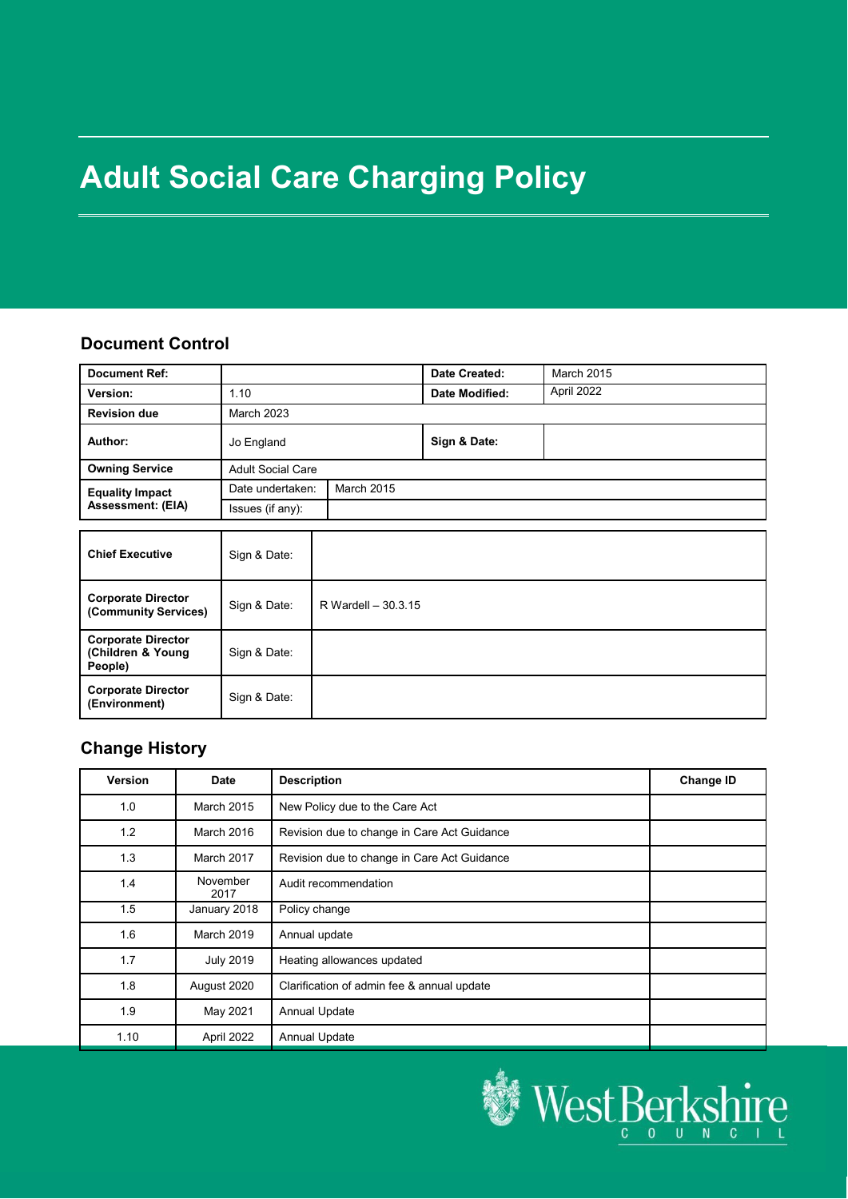# Adult Social Care Charging Policy

## Document Control

| Document Ref: | | Date Created: | March 2015 |
|---|---|---|---|
| Version: | 1.10 | Date Modified: | April 2022 |
| Revision due | March 2023 | | |
| Author: | Jo England | Sign & Date: | |
| Owning Service | Adult Social Care | | |
| Equality Impact Assessment: (EIA) | Date undertaken: | March 2015 | |
| | Issues (if any): | | |

| | | |
|---|---|---|
| **Chief Executive** | Sign & Date: | |
| **Corporate Director (Community Services)** | Sign & Date: | R Wardell – 30.3.15 |
| **Corporate Director (Children & Young People)** | Sign & Date: | |
| **Corporate Director (Environment)** | Sign & Date: | |

## Change History

| Version | Date | Description | Change ID |
|---|---|---|---|
| 1.0 | March 2015 | New Policy due to the Care Act | |
| 1.2 | March 2016 | Revision due to change in Care Act Guidance | |
| 1.3 | March 2017 | Revision due to change in Care Act Guidance | |
| 1.4 | November 2017 | Audit recommendation | |
| 1.5 | January 2018 | Policy change | |
| 1.6 | March 2019 | Annual update | |
| 1.7 | July 2019 | Heating allowances updated | |
| 1.8 | August 2020 | Clarification of admin fee & annual update | |
| 1.9 | May 2021 | Annual Update | |
| 1.10 | April 2022 | Annual Update | |

West Berkshire Council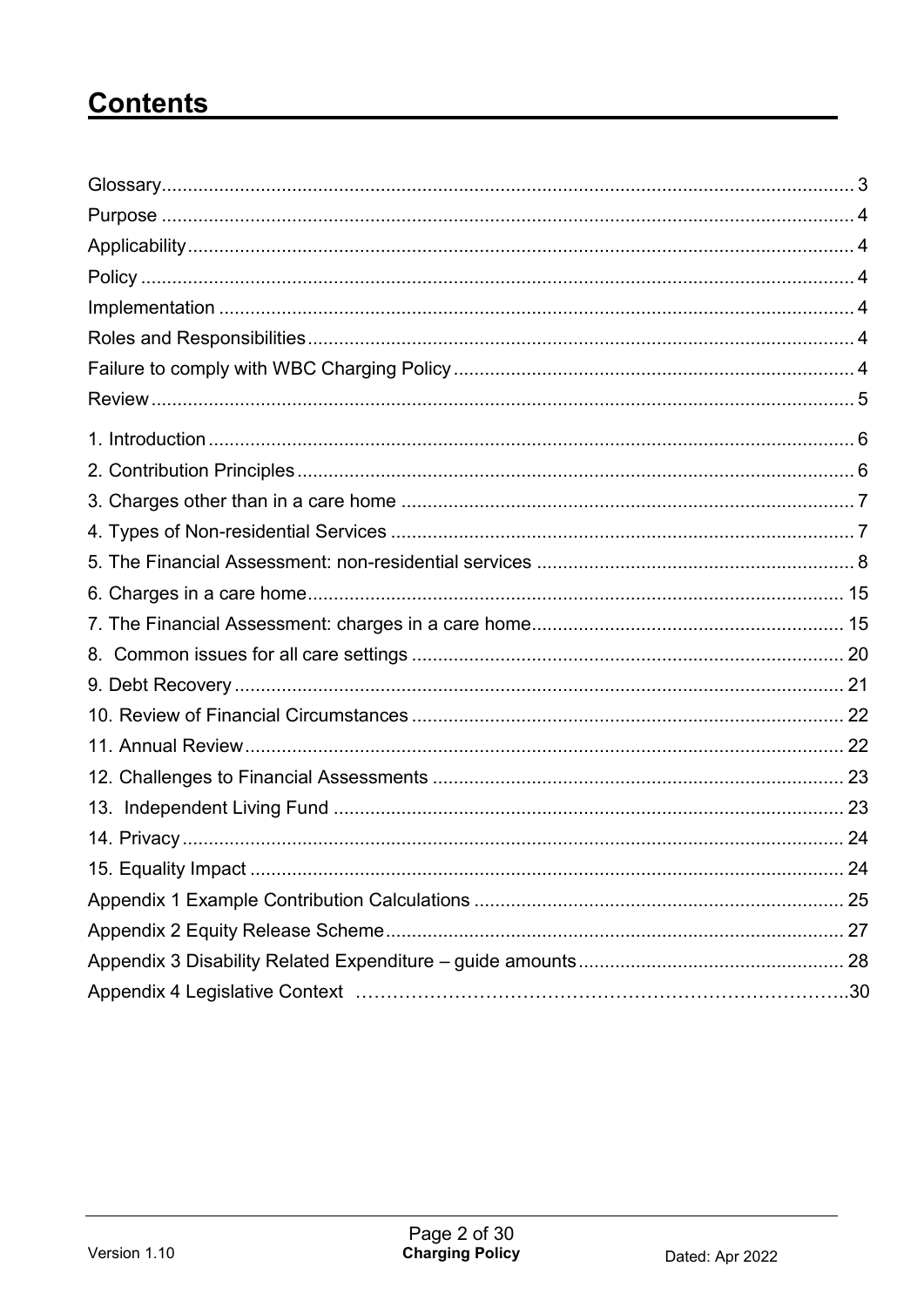# Contents

Glossary .......... 3
Purpose .......... 4
Applicability .......... 4
Policy .......... 4
Implementation .......... 4
Roles and Responsibilities .......... 4
Failure to comply with WBC Charging Policy .......... 4
Review .......... 5

1. Introduction .......... 6
2. Contribution Principles .......... 6
3. Charges other than in a care home .......... 7
4. Types of Non-residential Services .......... 7
5. The Financial Assessment: non-residential services .......... 8
6. Charges in a care home .......... 15
7. The Financial Assessment: charges in a care home .......... 15
8. Common issues for all care settings .......... 20
9. Debt Recovery .......... 21
10. Review of Financial Circumstances .......... 22
11. Annual Review .......... 22
12. Challenges to Financial Assessments .......... 23
13. Independent Living Fund .......... 23
14. Privacy .......... 24
15. Equality Impact .......... 24

Appendix 1 Example Contribution Calculations .......... 25
Appendix 2 Equity Release Scheme .......... 27
Appendix 3 Disability Related Expenditure – guide amounts .......... 28
Appendix 4 Legislative Context .......... 30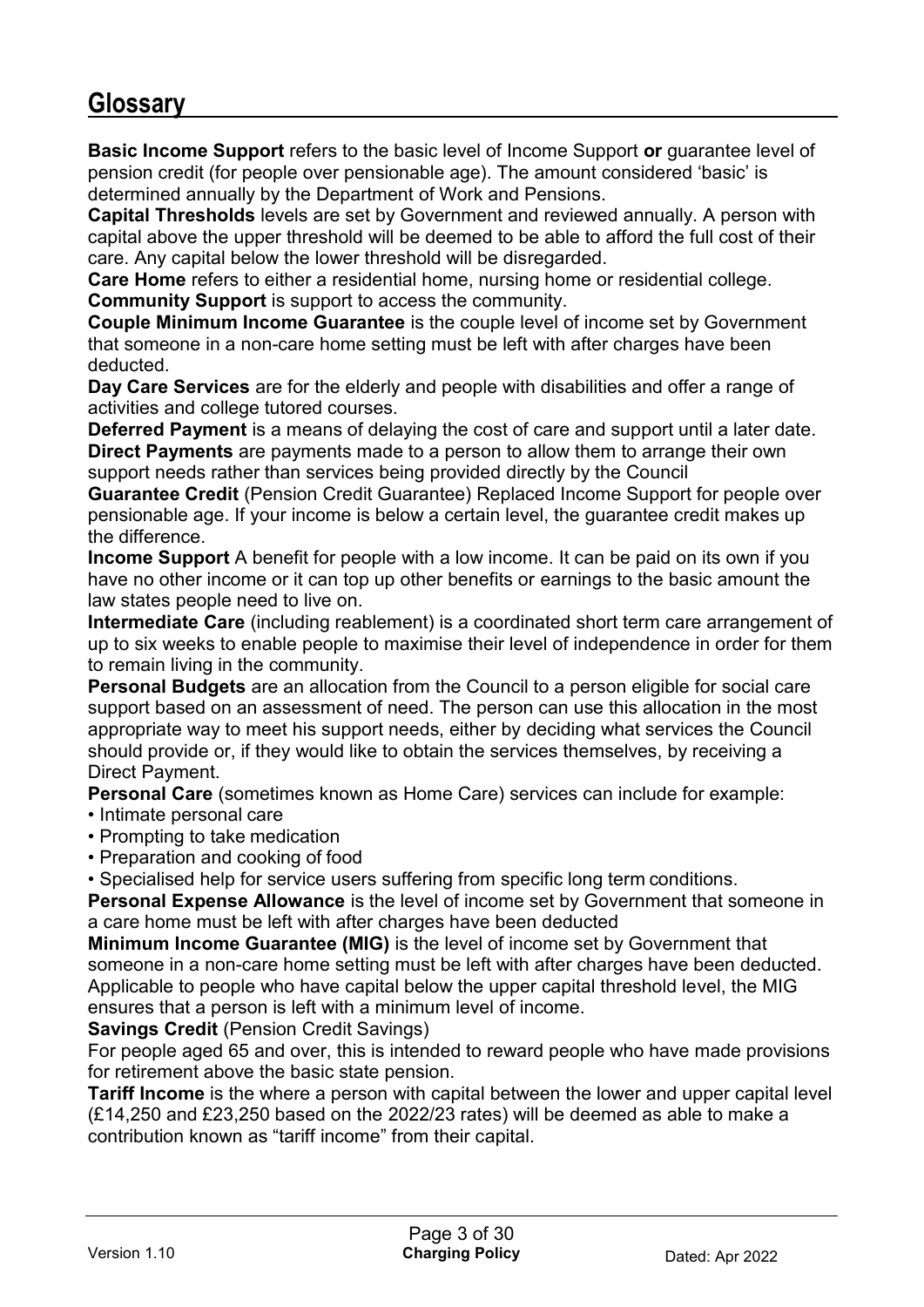## Glossary

**Basic Income Support** refers to the basic level of Income Support **or** guarantee level of pension credit (for people over pensionable age). The amount considered 'basic' is determined annually by the Department of Work and Pensions.

**Capital Thresholds** levels are set by Government and reviewed annually. A person with capital above the upper threshold will be deemed to be able to afford the full cost of their care. Any capital below the lower threshold will be disregarded.

**Care Home** refers to either a residential home, nursing home or residential college.

**Community Support** is support to access the community.

**Couple Minimum Income Guarantee** is the couple level of income set by Government that someone in a non-care home setting must be left with after charges have been deducted.

**Day Care Services** are for the elderly and people with disabilities and offer a range of activities and college tutored courses.

**Deferred Payment** is a means of delaying the cost of care and support until a later date.

**Direct Payments** are payments made to a person to allow them to arrange their own support needs rather than services being provided directly by the Council

**Guarantee Credit** (Pension Credit Guarantee) Replaced Income Support for people over pensionable age. If your income is below a certain level, the guarantee credit makes up the difference.

**Income Support** A benefit for people with a low income. It can be paid on its own if you have no other income or it can top up other benefits or earnings to the basic amount the law states people need to live on.

**Intermediate Care** (including reablement) is a coordinated short term care arrangement of up to six weeks to enable people to maximise their level of independence in order for them to remain living in the community.

**Personal Budgets** are an allocation from the Council to a person eligible for social care support based on an assessment of need. The person can use this allocation in the most appropriate way to meet his support needs, either by deciding what services the Council should provide or, if they would like to obtain the services themselves, by receiving a Direct Payment.

**Personal Care** (sometimes known as Home Care) services can include for example:

- Intimate personal care
- Prompting to take medication
- Preparation and cooking of food
- Specialised help for service users suffering from specific long term conditions.

**Personal Expense Allowance** is the level of income set by Government that someone in a care home must be left with after charges have been deducted

**Minimum Income Guarantee (MIG)** is the level of income set by Government that someone in a non-care home setting must be left with after charges have been deducted. Applicable to people who have capital below the upper capital threshold level, the MIG ensures that a person is left with a minimum level of income.

**Savings Credit** (Pension Credit Savings)

For people aged 65 and over, this is intended to reward people who have made provisions for retirement above the basic state pension.

**Tariff Income** is the where a person with capital between the lower and upper capital level (£14,250 and £23,250 based on the 2022/23 rates) will be deemed as able to make a contribution known as "tariff income" from their capital.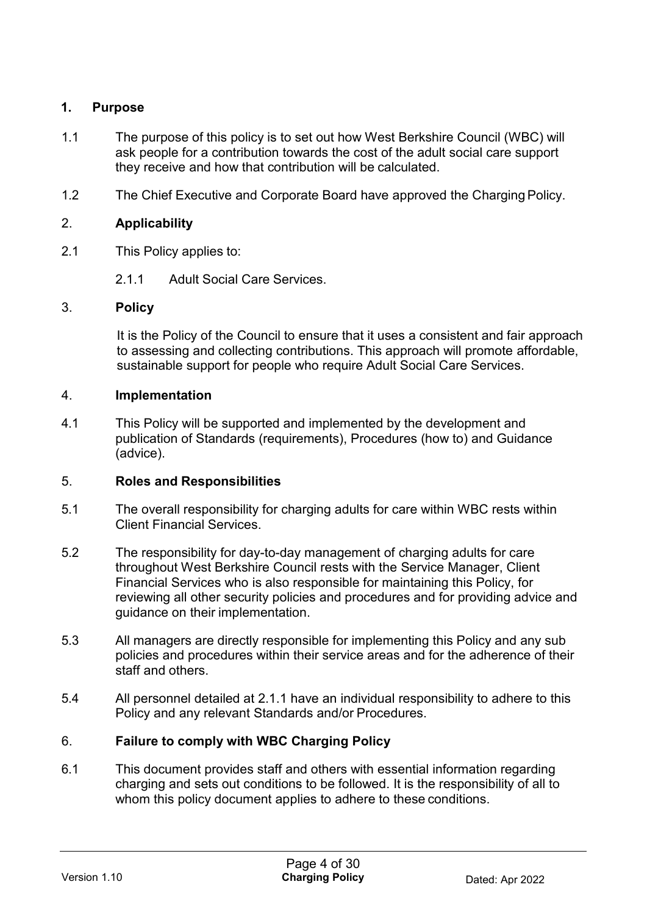## 1. Purpose

1.1 The purpose of this policy is to set out how West Berkshire Council (WBC) will ask people for a contribution towards the cost of the adult social care support they receive and how that contribution will be calculated.

1.2 The Chief Executive and Corporate Board have approved the Charging Policy.

## 2. Applicability

2.1 This Policy applies to:

2.1.1 Adult Social Care Services.

## 3. Policy

It is the Policy of the Council to ensure that it uses a consistent and fair approach to assessing and collecting contributions. This approach will promote affordable, sustainable support for people who require Adult Social Care Services.

## 4. Implementation

4.1 This Policy will be supported and implemented by the development and publication of Standards (requirements), Procedures (how to) and Guidance (advice).

## 5. Roles and Responsibilities

5.1 The overall responsibility for charging adults for care within WBC rests within Client Financial Services.

5.2 The responsibility for day-to-day management of charging adults for care throughout West Berkshire Council rests with the Service Manager, Client Financial Services who is also responsible for maintaining this Policy, for reviewing all other security policies and procedures and for providing advice and guidance on their implementation.

5.3 All managers are directly responsible for implementing this Policy and any sub policies and procedures within their service areas and for the adherence of their staff and others.

5.4 All personnel detailed at 2.1.1 have an individual responsibility to adhere to this Policy and any relevant Standards and/or Procedures.

## 6. Failure to comply with WBC Charging Policy

6.1 This document provides staff and others with essential information regarding charging and sets out conditions to be followed. It is the responsibility of all to whom this policy document applies to adhere to these conditions.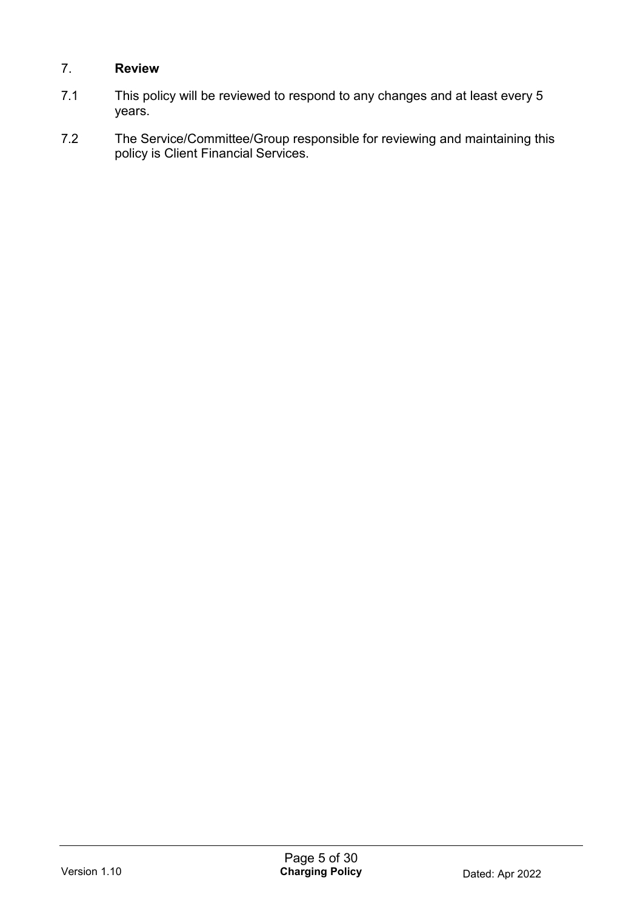## 7. Review

7.1 This policy will be reviewed to respond to any changes and at least every 5 years.

7.2 The Service/Committee/Group responsible for reviewing and maintaining this policy is Client Financial Services.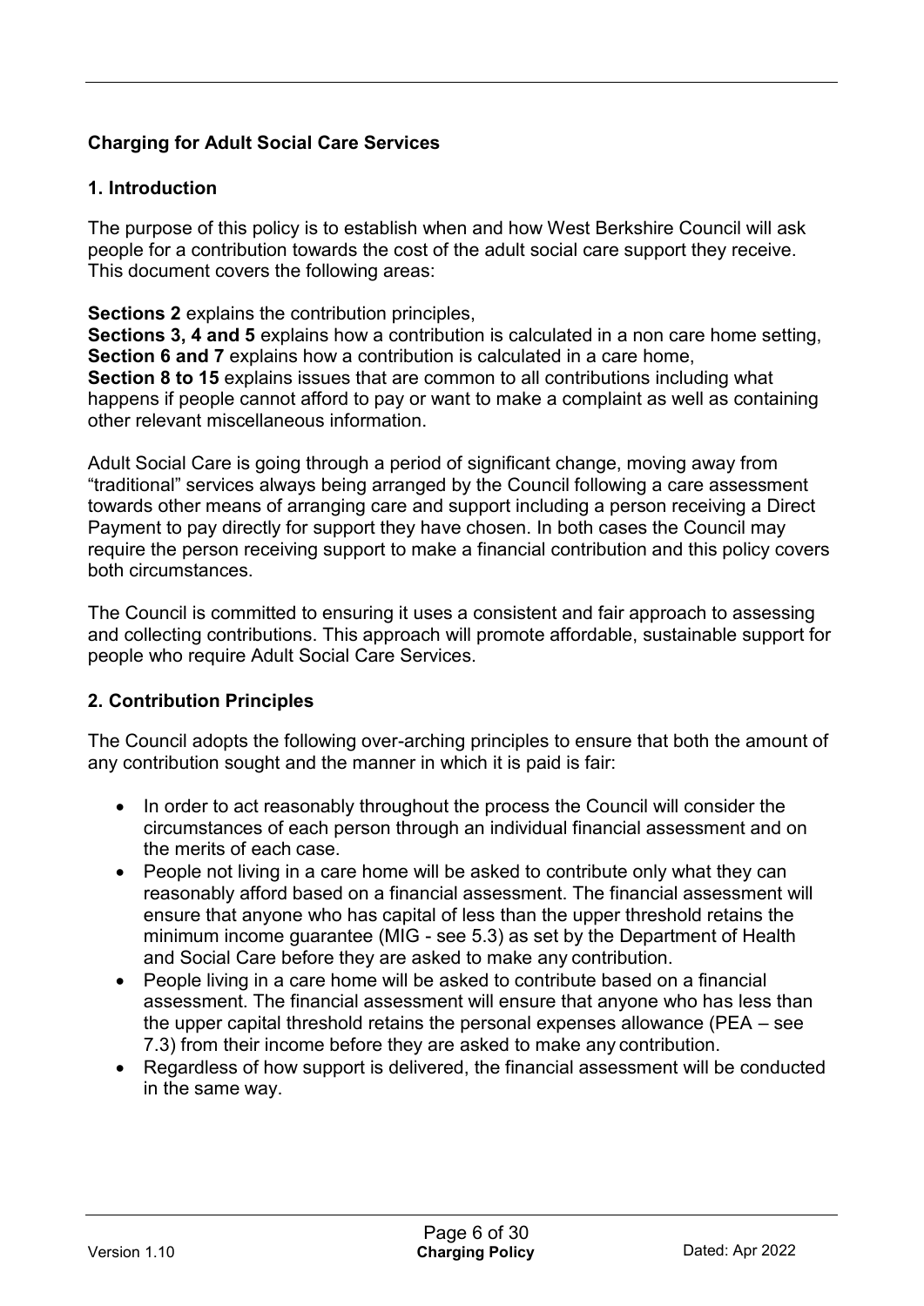## Charging for Adult Social Care Services

### 1. Introduction

The purpose of this policy is to establish when and how West Berkshire Council will ask people for a contribution towards the cost of the adult social care support they receive. This document covers the following areas:

**Sections 2** explains the contribution principles,
**Sections 3, 4 and 5** explains how a contribution is calculated in a non care home setting,
**Section 6 and 7** explains how a contribution is calculated in a care home,
**Section 8 to 15** explains issues that are common to all contributions including what happens if people cannot afford to pay or want to make a complaint as well as containing other relevant miscellaneous information.

Adult Social Care is going through a period of significant change, moving away from "traditional" services always being arranged by the Council following a care assessment towards other means of arranging care and support including a person receiving a Direct Payment to pay directly for support they have chosen. In both cases the Council may require the person receiving support to make a financial contribution and this policy covers both circumstances.

The Council is committed to ensuring it uses a consistent and fair approach to assessing and collecting contributions. This approach will promote affordable, sustainable support for people who require Adult Social Care Services.

### 2. Contribution Principles

The Council adopts the following over-arching principles to ensure that both the amount of any contribution sought and the manner in which it is paid is fair:

- In order to act reasonably throughout the process the Council will consider the circumstances of each person through an individual financial assessment and on the merits of each case.
- People not living in a care home will be asked to contribute only what they can reasonably afford based on a financial assessment. The financial assessment will ensure that anyone who has capital of less than the upper threshold retains the minimum income guarantee (MIG - see 5.3) as set by the Department of Health and Social Care before they are asked to make any contribution.
- People living in a care home will be asked to contribute based on a financial assessment. The financial assessment will ensure that anyone who has less than the upper capital threshold retains the personal expenses allowance (PEA – see 7.3) from their income before they are asked to make any contribution.
- Regardless of how support is delivered, the financial assessment will be conducted in the same way.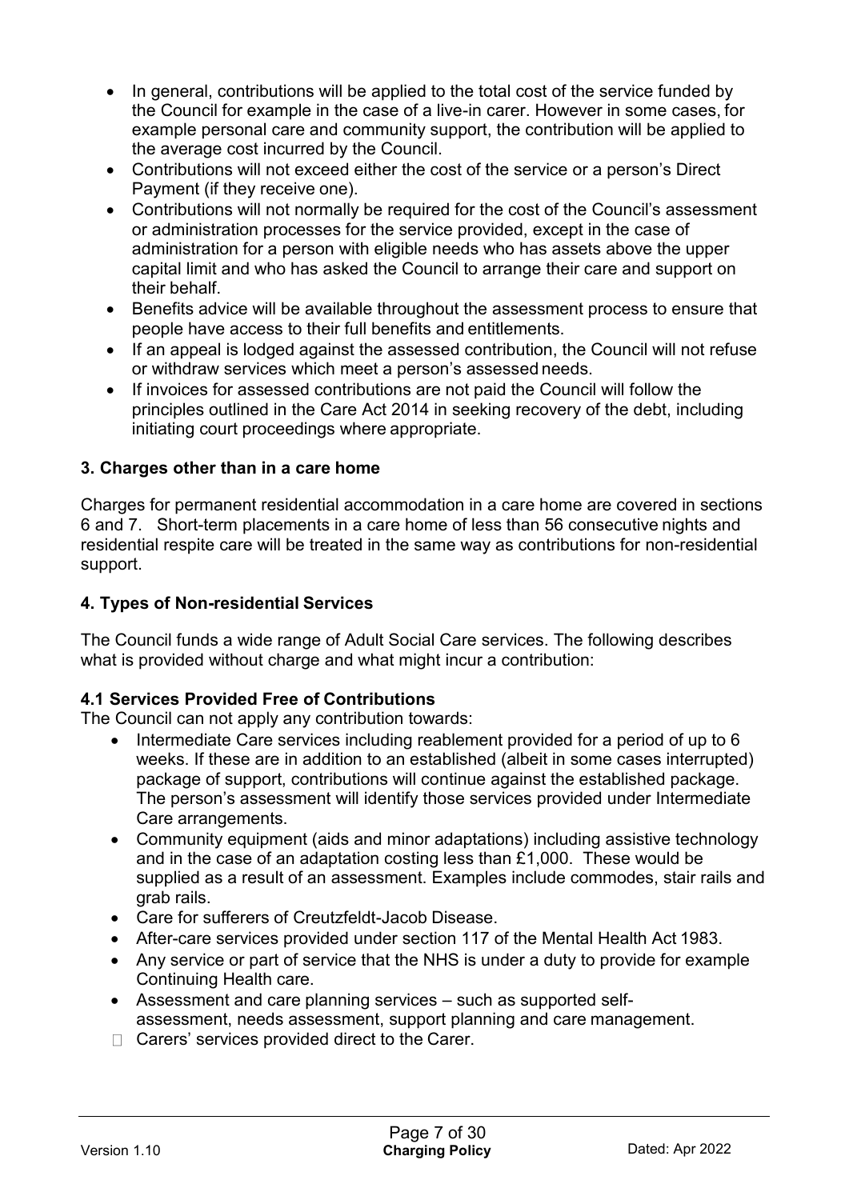- In general, contributions will be applied to the total cost of the service funded by the Council for example in the case of a live-in carer. However in some cases, for example personal care and community support, the contribution will be applied to the average cost incurred by the Council.
- Contributions will not exceed either the cost of the service or a person's Direct Payment (if they receive one).
- Contributions will not normally be required for the cost of the Council's assessment or administration processes for the service provided, except in the case of administration for a person with eligible needs who has assets above the upper capital limit and who has asked the Council to arrange their care and support on their behalf.
- Benefits advice will be available throughout the assessment process to ensure that people have access to their full benefits and entitlements.
- If an appeal is lodged against the assessed contribution, the Council will not refuse or withdraw services which meet a person's assessed needs.
- If invoices for assessed contributions are not paid the Council will follow the principles outlined in the Care Act 2014 in seeking recovery of the debt, including initiating court proceedings where appropriate.

### 3. Charges other than in a care home

Charges for permanent residential accommodation in a care home are covered in sections 6 and 7. Short-term placements in a care home of less than 56 consecutive nights and residential respite care will be treated in the same way as contributions for non-residential support.

### 4. Types of Non-residential Services

The Council funds a wide range of Adult Social Care services. The following describes what is provided without charge and what might incur a contribution:

#### 4.1 Services Provided Free of Contributions

The Council can not apply any contribution towards:

- Intermediate Care services including reablement provided for a period of up to 6 weeks. If these are in addition to an established (albeit in some cases interrupted) package of support, contributions will continue against the established package. The person's assessment will identify those services provided under Intermediate Care arrangements.
- Community equipment (aids and minor adaptations) including assistive technology and in the case of an adaptation costing less than £1,000. These would be supplied as a result of an assessment. Examples include commodes, stair rails and grab rails.
- Care for sufferers of Creutzfeldt-Jacob Disease.
- After-care services provided under section 117 of the Mental Health Act 1983.
- Any service or part of service that the NHS is under a duty to provide for example Continuing Health care.
- Assessment and care planning services – such as supported self-assessment, needs assessment, support planning and care management.
- Carers' services provided direct to the Carer.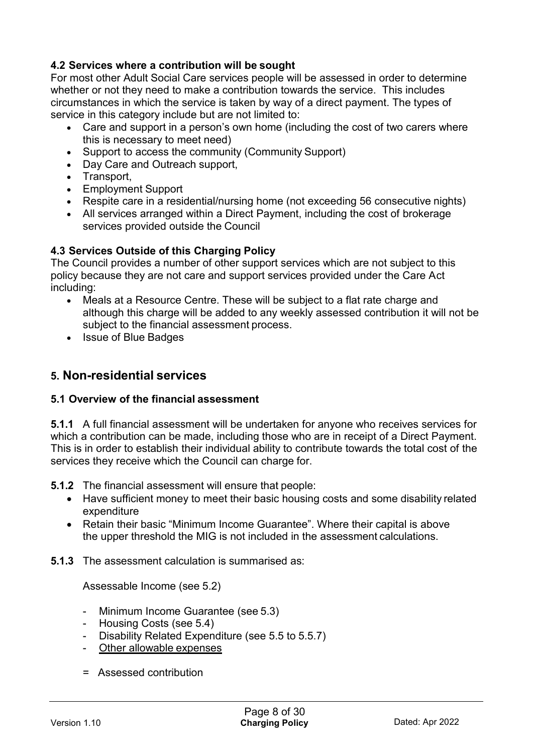### 4.2 Services where a contribution will be sought

For most other Adult Social Care services people will be assessed in order to determine whether or not they need to make a contribution towards the service. This includes circumstances in which the service is taken by way of a direct payment. The types of service in this category include but are not limited to:

- Care and support in a person's own home (including the cost of two carers where this is necessary to meet need)
- Support to access the community (Community Support)
- Day Care and Outreach support,
- Transport,
- Employment Support
- Respite care in a residential/nursing home (not exceeding 56 consecutive nights)
- All services arranged within a Direct Payment, including the cost of brokerage services provided outside the Council

### 4.3 Services Outside of this Charging Policy

The Council provides a number of other support services which are not subject to this policy because they are not care and support services provided under the Care Act including:

- Meals at a Resource Centre. These will be subject to a flat rate charge and although this charge will be added to any weekly assessed contribution it will not be subject to the financial assessment process.
- Issue of Blue Badges

## 5. Non-residential services

### 5.1 Overview of the financial assessment

**5.1.1** A full financial assessment will be undertaken for anyone who receives services for which a contribution can be made, including those who are in receipt of a Direct Payment. This is in order to establish their individual ability to contribute towards the total cost of the services they receive which the Council can charge for.

**5.1.2** The financial assessment will ensure that people:

- Have sufficient money to meet their basic housing costs and some disability related expenditure
- Retain their basic "Minimum Income Guarantee". Where their capital is above the upper threshold the MIG is not included in the assessment calculations.

**5.1.3** The assessment calculation is summarised as:

Assessable Income (see 5.2)

- Minimum Income Guarantee (see 5.3)
- Housing Costs (see 5.4)
- Disability Related Expenditure (see 5.5 to 5.5.7)
- <u>Other allowable expenses</u>

= Assessed contribution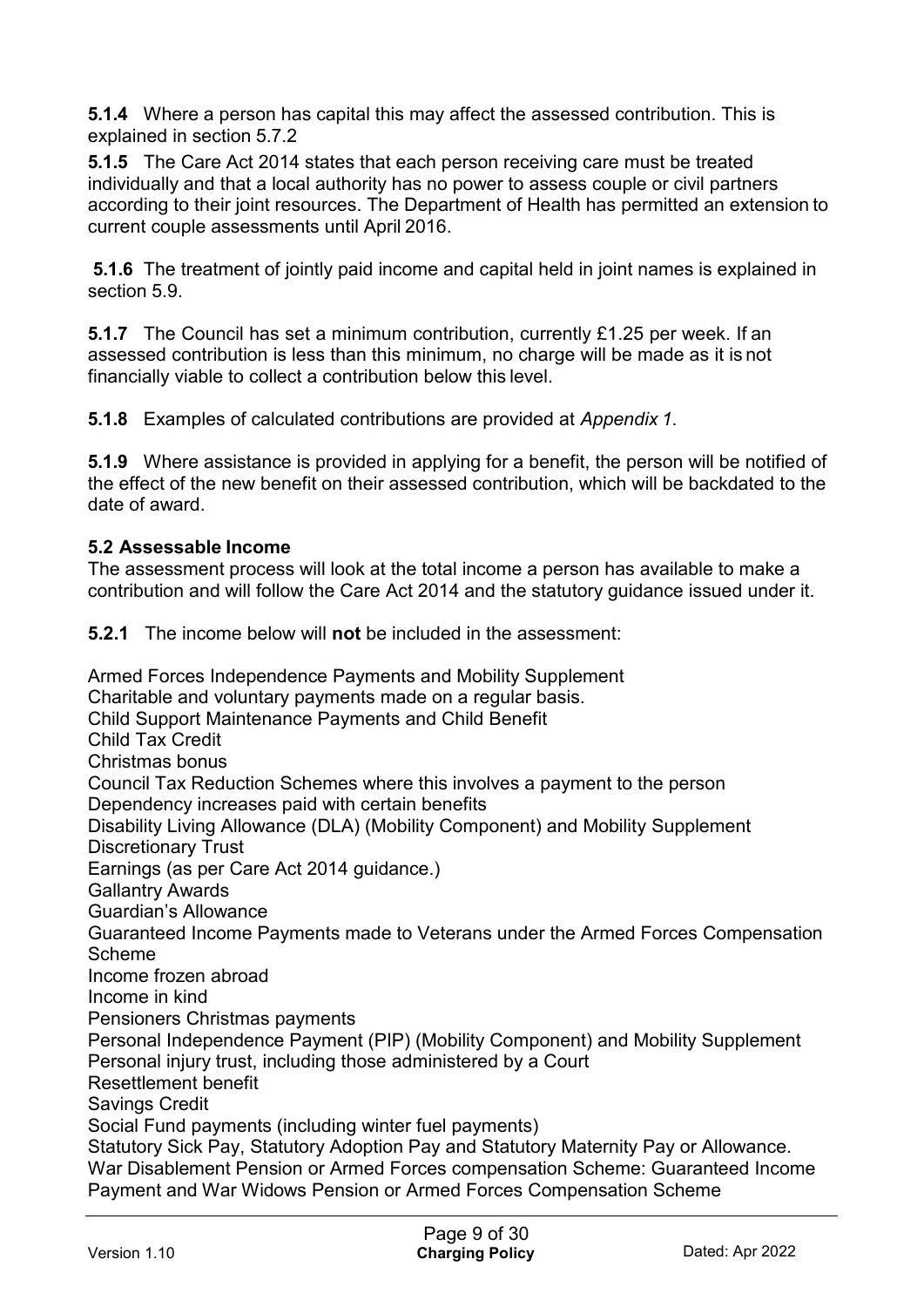**5.1.4** Where a person has capital this may affect the assessed contribution. This is explained in section 5.7.2

**5.1.5** The Care Act 2014 states that each person receiving care must be treated individually and that a local authority has no power to assess couple or civil partners according to their joint resources. The Department of Health has permitted an extension to current couple assessments until April 2016.

**5.1.6** The treatment of jointly paid income and capital held in joint names is explained in section 5.9.

**5.1.7** The Council has set a minimum contribution, currently £1.25 per week. If an assessed contribution is less than this minimum, no charge will be made as it is not financially viable to collect a contribution below this level.

**5.1.8** Examples of calculated contributions are provided at *Appendix 1*.

**5.1.9** Where assistance is provided in applying for a benefit, the person will be notified of the effect of the new benefit on their assessed contribution, which will be backdated to the date of award.

**5.2 Assessable Income**

The assessment process will look at the total income a person has available to make a contribution and will follow the Care Act 2014 and the statutory guidance issued under it.

**5.2.1** The income below will **not** be included in the assessment:

Armed Forces Independence Payments and Mobility Supplement
Charitable and voluntary payments made on a regular basis.
Child Support Maintenance Payments and Child Benefit
Child Tax Credit
Christmas bonus
Council Tax Reduction Schemes where this involves a payment to the person
Dependency increases paid with certain benefits
Disability Living Allowance (DLA) (Mobility Component) and Mobility Supplement
Discretionary Trust
Earnings (as per Care Act 2014 guidance.)
Gallantry Awards
Guardian's Allowance
Guaranteed Income Payments made to Veterans under the Armed Forces Compensation Scheme
Income frozen abroad
Income in kind
Pensioners Christmas payments
Personal Independence Payment (PIP) (Mobility Component) and Mobility Supplement
Personal injury trust, including those administered by a Court
Resettlement benefit
Savings Credit
Social Fund payments (including winter fuel payments)
Statutory Sick Pay, Statutory Adoption Pay and Statutory Maternity Pay or Allowance.
War Disablement Pension or Armed Forces compensation Scheme: Guaranteed Income Payment and War Widows Pension or Armed Forces Compensation Scheme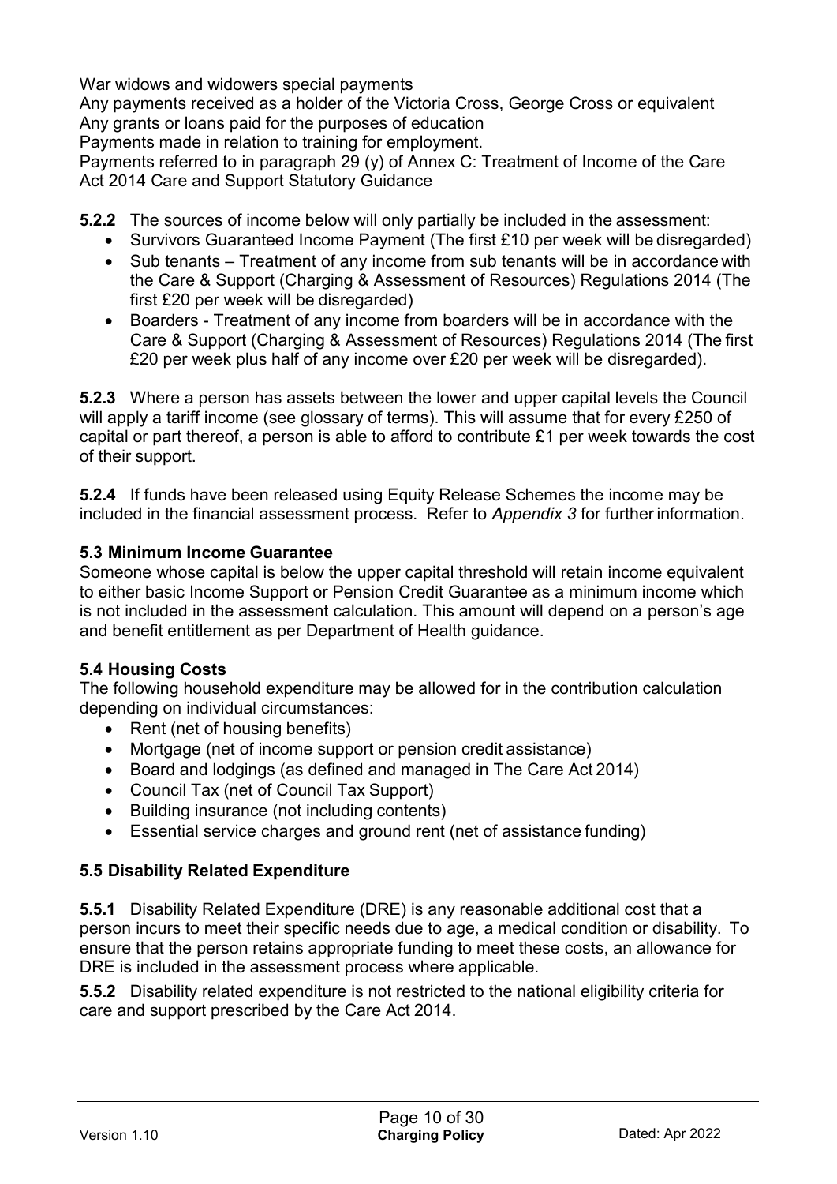War widows and widowers special payments
Any payments received as a holder of the Victoria Cross, George Cross or equivalent
Any grants or loans paid for the purposes of education
Payments made in relation to training for employment.
Payments referred to in paragraph 29 (y) of Annex C: Treatment of Income of the Care Act 2014 Care and Support Statutory Guidance

**5.2.2** The sources of income below will only partially be included in the assessment:

- Survivors Guaranteed Income Payment (The first £10 per week will be disregarded)
- Sub tenants – Treatment of any income from sub tenants will be in accordance with the Care & Support (Charging & Assessment of Resources) Regulations 2014 (The first £20 per week will be disregarded)
- Boarders - Treatment of any income from boarders will be in accordance with the Care & Support (Charging & Assessment of Resources) Regulations 2014 (The first £20 per week plus half of any income over £20 per week will be disregarded).

**5.2.3** Where a person has assets between the lower and upper capital levels the Council will apply a tariff income (see glossary of terms). This will assume that for every £250 of capital or part thereof, a person is able to afford to contribute £1 per week towards the cost of their support.

**5.2.4** If funds have been released using Equity Release Schemes the income may be included in the financial assessment process. Refer to *Appendix 3* for further information.

### 5.3 Minimum Income Guarantee

Someone whose capital is below the upper capital threshold will retain income equivalent to either basic Income Support or Pension Credit Guarantee as a minimum income which is not included in the assessment calculation. This amount will depend on a person's age and benefit entitlement as per Department of Health guidance.

### 5.4 Housing Costs

The following household expenditure may be allowed for in the contribution calculation depending on individual circumstances:

- Rent (net of housing benefits)
- Mortgage (net of income support or pension credit assistance)
- Board and lodgings (as defined and managed in The Care Act 2014)
- Council Tax (net of Council Tax Support)
- Building insurance (not including contents)
- Essential service charges and ground rent (net of assistance funding)

### 5.5 Disability Related Expenditure

**5.5.1** Disability Related Expenditure (DRE) is any reasonable additional cost that a person incurs to meet their specific needs due to age, a medical condition or disability. To ensure that the person retains appropriate funding to meet these costs, an allowance for DRE is included in the assessment process where applicable.

**5.5.2** Disability related expenditure is not restricted to the national eligibility criteria for care and support prescribed by the Care Act 2014.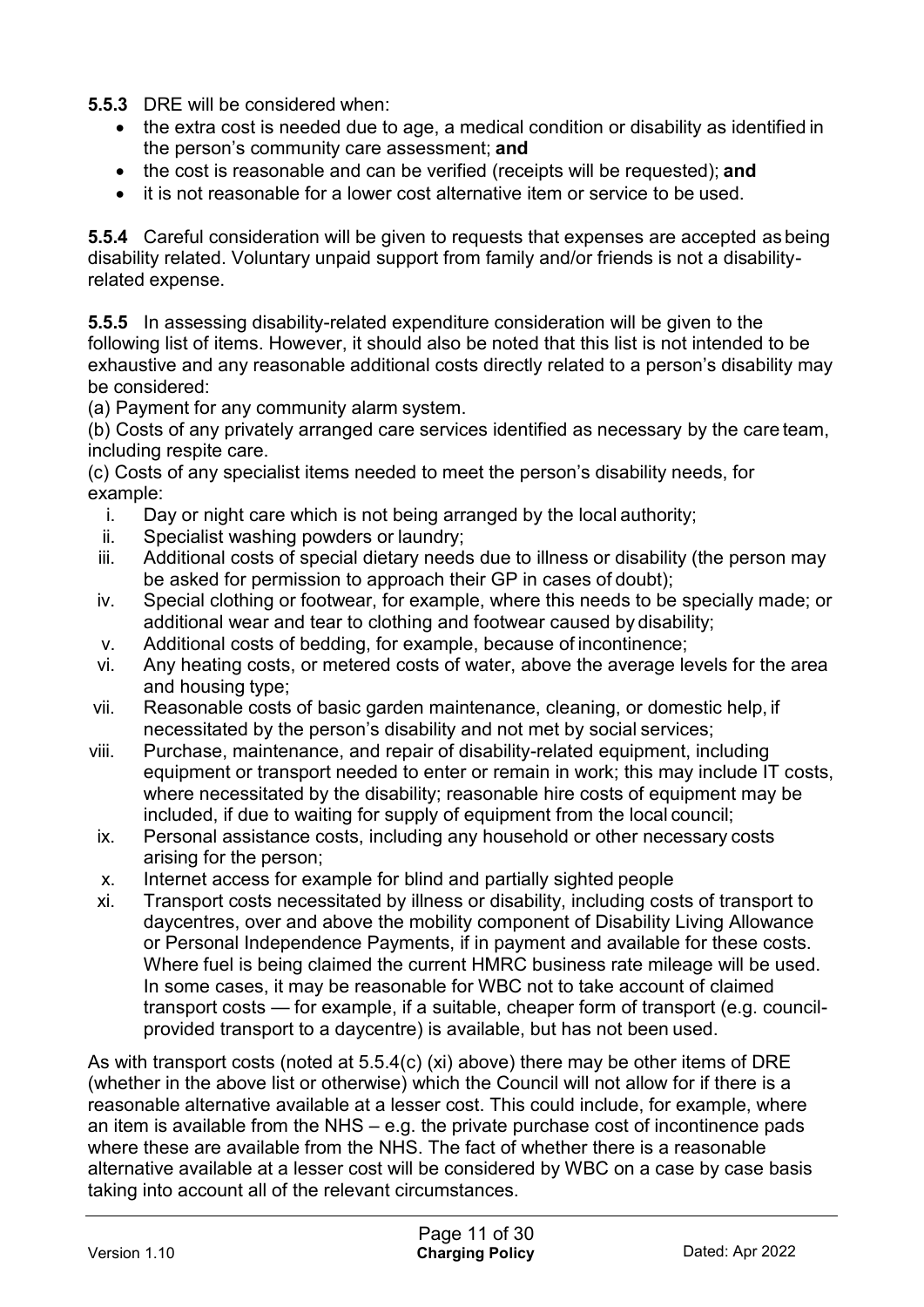**5.5.3** DRE will be considered when:

- the extra cost is needed due to age, a medical condition or disability as identified in the person's community care assessment; **and**
- the cost is reasonable and can be verified (receipts will be requested); **and**
- it is not reasonable for a lower cost alternative item or service to be used.

**5.5.4** Careful consideration will be given to requests that expenses are accepted as being disability related. Voluntary unpaid support from family and/or friends is not a disability-related expense.

**5.5.5** In assessing disability-related expenditure consideration will be given to the following list of items. However, it should also be noted that this list is not intended to be exhaustive and any reasonable additional costs directly related to a person's disability may be considered:

(a) Payment for any community alarm system.

(b) Costs of any privately arranged care services identified as necessary by the care team, including respite care.

(c) Costs of any specialist items needed to meet the person's disability needs, for example:

i. Day or night care which is not being arranged by the local authority;
ii. Specialist washing powders or laundry;
iii. Additional costs of special dietary needs due to illness or disability (the person may be asked for permission to approach their GP in cases of doubt);
iv. Special clothing or footwear, for example, where this needs to be specially made; or additional wear and tear to clothing and footwear caused by disability;
v. Additional costs of bedding, for example, because of incontinence;
vi. Any heating costs, or metered costs of water, above the average levels for the area and housing type;
vii. Reasonable costs of basic garden maintenance, cleaning, or domestic help, if necessitated by the person's disability and not met by social services;
viii. Purchase, maintenance, and repair of disability-related equipment, including equipment or transport needed to enter or remain in work; this may include IT costs, where necessitated by the disability; reasonable hire costs of equipment may be included, if due to waiting for supply of equipment from the local council;
ix. Personal assistance costs, including any household or other necessary costs arising for the person;
x. Internet access for example for blind and partially sighted people
xi. Transport costs necessitated by illness or disability, including costs of transport to daycentres, over and above the mobility component of Disability Living Allowance or Personal Independence Payments, if in payment and available for these costs. Where fuel is being claimed the current HMRC business rate mileage will be used. In some cases, it may be reasonable for WBC not to take account of claimed transport costs — for example, if a suitable, cheaper form of transport (e.g. council-provided transport to a daycentre) is available, but has not been used.

As with transport costs (noted at 5.5.4(c) (xi) above) there may be other items of DRE (whether in the above list or otherwise) which the Council will not allow for if there is a reasonable alternative available at a lesser cost. This could include, for example, where an item is available from the NHS – e.g. the private purchase cost of incontinence pads where these are available from the NHS. The fact of whether there is a reasonable alternative available at a lesser cost will be considered by WBC on a case by case basis taking into account all of the relevant circumstances.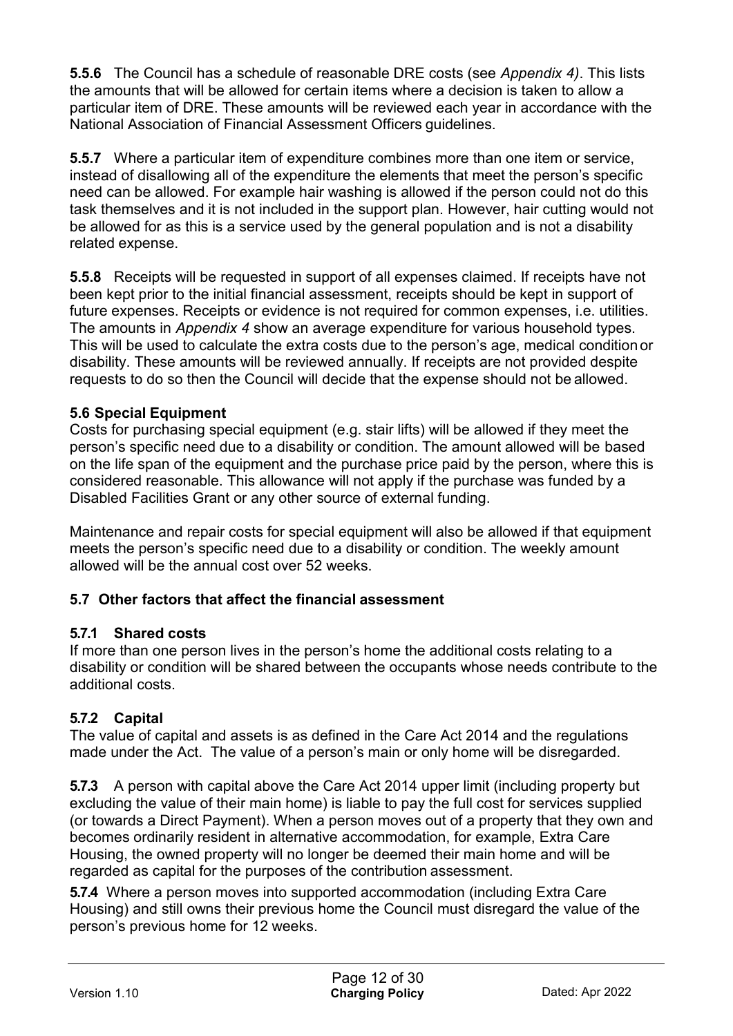**5.5.6** The Council has a schedule of reasonable DRE costs (see *Appendix 4)*. This lists the amounts that will be allowed for certain items where a decision is taken to allow a particular item of DRE. These amounts will be reviewed each year in accordance with the National Association of Financial Assessment Officers guidelines.

**5.5.7** Where a particular item of expenditure combines more than one item or service, instead of disallowing all of the expenditure the elements that meet the person's specific need can be allowed. For example hair washing is allowed if the person could not do this task themselves and it is not included in the support plan. However, hair cutting would not be allowed for as this is a service used by the general population and is not a disability related expense.

**5.5.8** Receipts will be requested in support of all expenses claimed. If receipts have not been kept prior to the initial financial assessment, receipts should be kept in support of future expenses. Receipts or evidence is not required for common expenses, i.e. utilities. The amounts in *Appendix 4* show an average expenditure for various household types. This will be used to calculate the extra costs due to the person's age, medical condition or disability. These amounts will be reviewed annually. If receipts are not provided despite requests to do so then the Council will decide that the expense should not be allowed.

### 5.6 Special Equipment

Costs for purchasing special equipment (e.g. stair lifts) will be allowed if they meet the person's specific need due to a disability or condition. The amount allowed will be based on the life span of the equipment and the purchase price paid by the person, where this is considered reasonable. This allowance will not apply if the purchase was funded by a Disabled Facilities Grant or any other source of external funding.

Maintenance and repair costs for special equipment will also be allowed if that equipment meets the person's specific need due to a disability or condition. The weekly amount allowed will be the annual cost over 52 weeks.

### 5.7 Other factors that affect the financial assessment

#### 5.7.1 Shared costs

If more than one person lives in the person's home the additional costs relating to a disability or condition will be shared between the occupants whose needs contribute to the additional costs.

#### 5.7.2 Capital

The value of capital and assets is as defined in the Care Act 2014 and the regulations made under the Act. The value of a person's main or only home will be disregarded.

**5.7.3** A person with capital above the Care Act 2014 upper limit (including property but excluding the value of their main home) is liable to pay the full cost for services supplied (or towards a Direct Payment). When a person moves out of a property that they own and becomes ordinarily resident in alternative accommodation, for example, Extra Care Housing, the owned property will no longer be deemed their main home and will be regarded as capital for the purposes of the contribution assessment.

**5.7.4** Where a person moves into supported accommodation (including Extra Care Housing) and still owns their previous home the Council must disregard the value of the person's previous home for 12 weeks.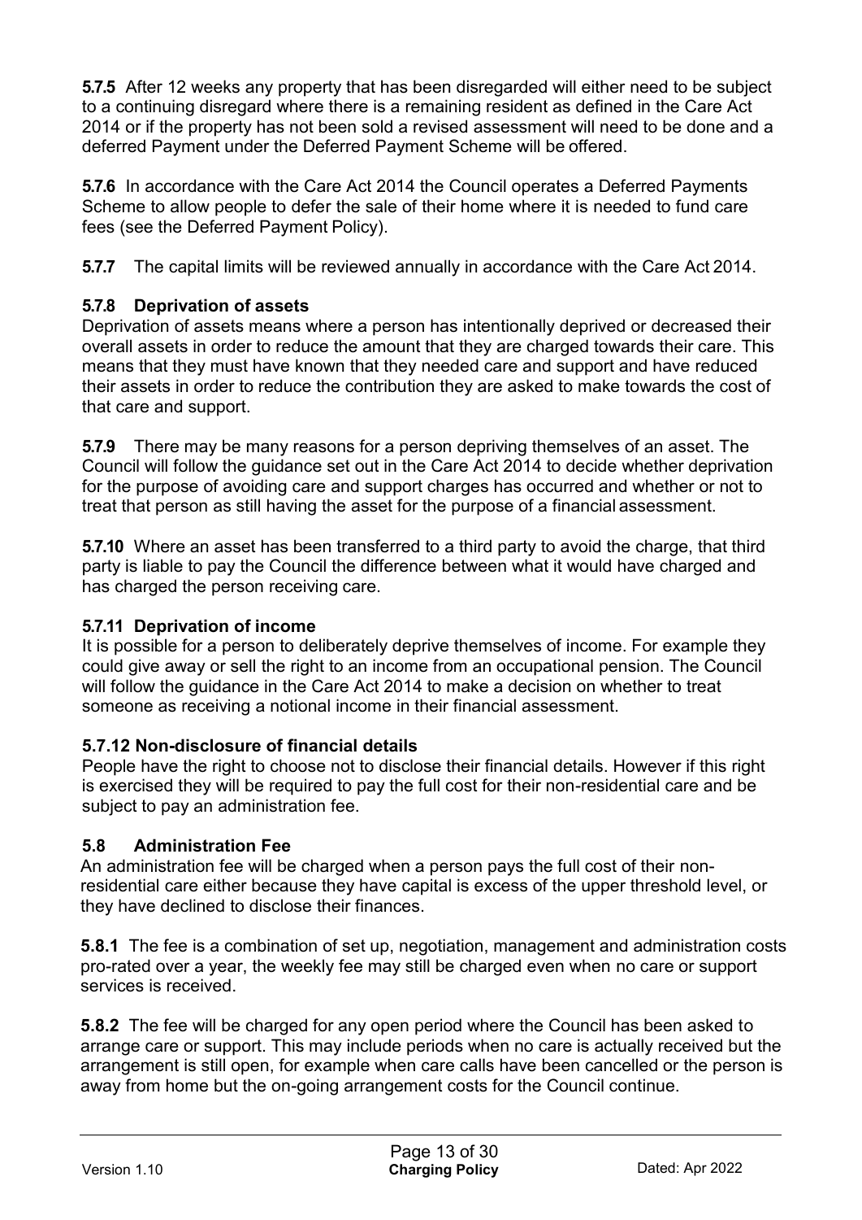**5.7.5** After 12 weeks any property that has been disregarded will either need to be subject to a continuing disregard where there is a remaining resident as defined in the Care Act 2014 or if the property has not been sold a revised assessment will need to be done and a deferred Payment under the Deferred Payment Scheme will be offered.

**5.7.6** In accordance with the Care Act 2014 the Council operates a Deferred Payments Scheme to allow people to defer the sale of their home where it is needed to fund care fees (see the Deferred Payment Policy).

**5.7.7** The capital limits will be reviewed annually in accordance with the Care Act 2014.

### 5.7.8 Deprivation of assets

Deprivation of assets means where a person has intentionally deprived or decreased their overall assets in order to reduce the amount that they are charged towards their care. This means that they must have known that they needed care and support and have reduced their assets in order to reduce the contribution they are asked to make towards the cost of that care and support.

**5.7.9** There may be many reasons for a person depriving themselves of an asset. The Council will follow the guidance set out in the Care Act 2014 to decide whether deprivation for the purpose of avoiding care and support charges has occurred and whether or not to treat that person as still having the asset for the purpose of a financial assessment.

**5.7.10** Where an asset has been transferred to a third party to avoid the charge, that third party is liable to pay the Council the difference between what it would have charged and has charged the person receiving care.

### 5.7.11 Deprivation of income

It is possible for a person to deliberately deprive themselves of income. For example they could give away or sell the right to an income from an occupational pension. The Council will follow the guidance in the Care Act 2014 to make a decision on whether to treat someone as receiving a notional income in their financial assessment.

### 5.7.12 Non-disclosure of financial details

People have the right to choose not to disclose their financial details. However if this right is exercised they will be required to pay the full cost for their non-residential care and be subject to pay an administration fee.

## 5.8 Administration Fee

An administration fee will be charged when a person pays the full cost of their non-residential care either because they have capital is excess of the upper threshold level, or they have declined to disclose their finances.

**5.8.1** The fee is a combination of set up, negotiation, management and administration costs pro-rated over a year, the weekly fee may still be charged even when no care or support services is received.

**5.8.2** The fee will be charged for any open period where the Council has been asked to arrange care or support. This may include periods when no care is actually received but the arrangement is still open, for example when care calls have been cancelled or the person is away from home but the on-going arrangement costs for the Council continue.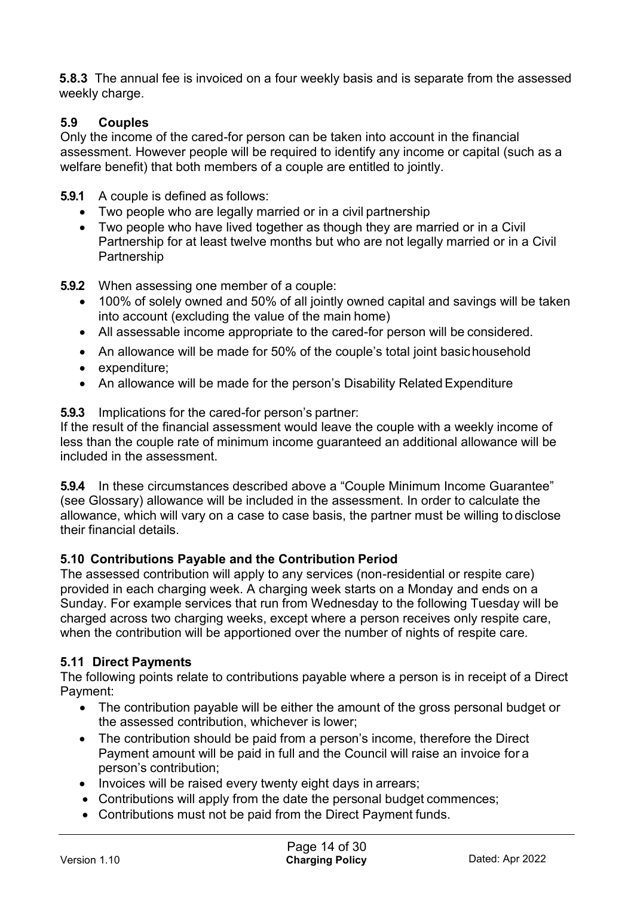**5.8.3** The annual fee is invoiced on a four weekly basis and is separate from the assessed weekly charge.

### 5.9 Couples

Only the income of the cared-for person can be taken into account in the financial assessment. However people will be required to identify any income or capital (such as a welfare benefit) that both members of a couple are entitled to jointly.

**5.9.1** A couple is defined as follows:

- Two people who are legally married or in a civil partnership
- Two people who have lived together as though they are married or in a Civil Partnership for at least twelve months but who are not legally married or in a Civil Partnership

**5.9.2** When assessing one member of a couple:

- 100% of solely owned and 50% of all jointly owned capital and savings will be taken into account (excluding the value of the main home)
- All assessable income appropriate to the cared-for person will be considered.
- An allowance will be made for 50% of the couple's total joint basic household
- expenditure;
- An allowance will be made for the person's Disability Related Expenditure

**5.9.3** Implications for the cared-for person's partner:

If the result of the financial assessment would leave the couple with a weekly income of less than the couple rate of minimum income guaranteed an additional allowance will be included in the assessment.

**5.9.4** In these circumstances described above a "Couple Minimum Income Guarantee" (see Glossary) allowance will be included in the assessment. In order to calculate the allowance, which will vary on a case to case basis, the partner must be willing to disclose their financial details.

### 5.10 Contributions Payable and the Contribution Period

The assessed contribution will apply to any services (non-residential or respite care) provided in each charging week. A charging week starts on a Monday and ends on a Sunday. For example services that run from Wednesday to the following Tuesday will be charged across two charging weeks, except where a person receives only respite care, when the contribution will be apportioned over the number of nights of respite care.

### 5.11 Direct Payments

The following points relate to contributions payable where a person is in receipt of a Direct Payment:

- The contribution payable will be either the amount of the gross personal budget or the assessed contribution, whichever is lower;
- The contribution should be paid from a person's income, therefore the Direct Payment amount will be paid in full and the Council will raise an invoice for a person's contribution;
- Invoices will be raised every twenty eight days in arrears;
- Contributions will apply from the date the personal budget commences;
- Contributions must not be paid from the Direct Payment funds.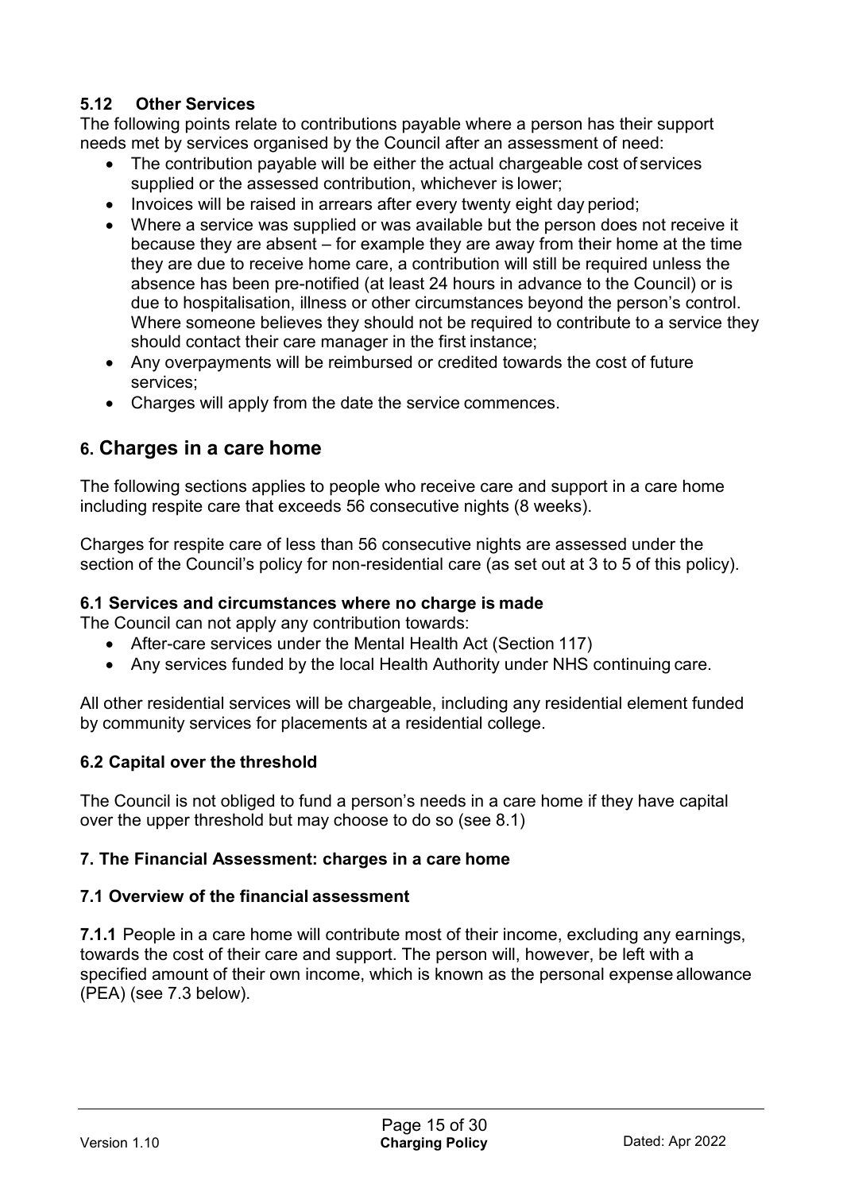### 5.12 Other Services

The following points relate to contributions payable where a person has their support needs met by services organised by the Council after an assessment of need:

- The contribution payable will be either the actual chargeable cost of services supplied or the assessed contribution, whichever is lower;
- Invoices will be raised in arrears after every twenty eight day period;
- Where a service was supplied or was available but the person does not receive it because they are absent – for example they are away from their home at the time they are due to receive home care, a contribution will still be required unless the absence has been pre-notified (at least 24 hours in advance to the Council) or is due to hospitalisation, illness or other circumstances beyond the person's control. Where someone believes they should not be required to contribute to a service they should contact their care manager in the first instance;
- Any overpayments will be reimbursed or credited towards the cost of future services;
- Charges will apply from the date the service commences.

## 6. Charges in a care home

The following sections applies to people who receive care and support in a care home including respite care that exceeds 56 consecutive nights (8 weeks).

Charges for respite care of less than 56 consecutive nights are assessed under the section of the Council's policy for non-residential care (as set out at 3 to 5 of this policy).

### 6.1 Services and circumstances where no charge is made

The Council can not apply any contribution towards:

- After-care services under the Mental Health Act (Section 117)
- Any services funded by the local Health Authority under NHS continuing care.

All other residential services will be chargeable, including any residential element funded by community services for placements at a residential college.

### 6.2 Capital over the threshold

The Council is not obliged to fund a person's needs in a care home if they have capital over the upper threshold but may choose to do so (see 8.1)

### 7. The Financial Assessment: charges in a care home

### 7.1 Overview of the financial assessment

**7.1.1** People in a care home will contribute most of their income, excluding any earnings, towards the cost of their care and support. The person will, however, be left with a specified amount of their own income, which is known as the personal expense allowance (PEA) (see 7.3 below).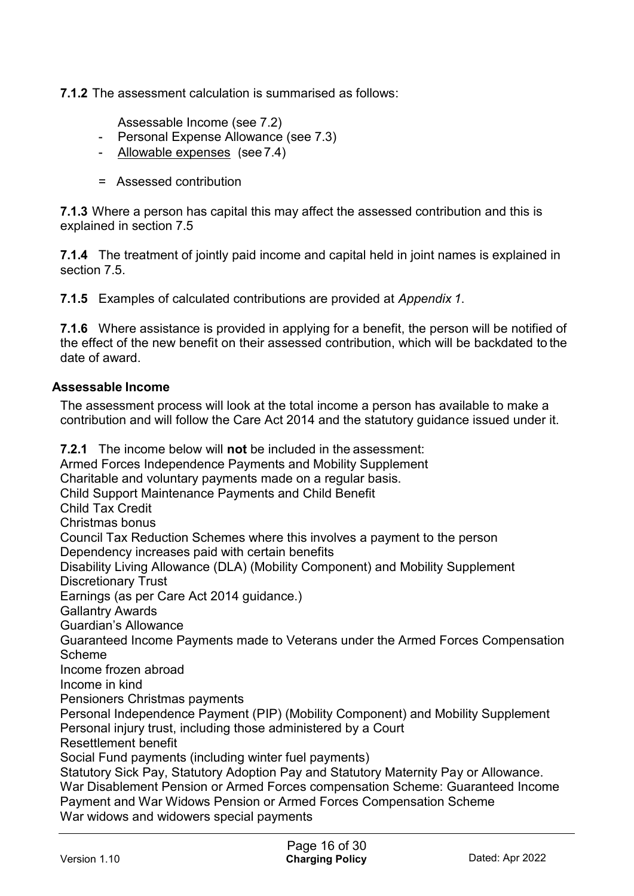**7.1.2** The assessment calculation is summarised as follows:

Assessable Income (see 7.2)
- Personal Expense Allowance (see 7.3)
- Allowable expenses (see 7.4)

= Assessed contribution

**7.1.3** Where a person has capital this may affect the assessed contribution and this is explained in section 7.5

**7.1.4** The treatment of jointly paid income and capital held in joint names is explained in section 7.5.

**7.1.5** Examples of calculated contributions are provided at *Appendix 1*.

**7.1.6** Where assistance is provided in applying for a benefit, the person will be notified of the effect of the new benefit on their assessed contribution, which will be backdated to the date of award.

### Assessable Income

The assessment process will look at the total income a person has available to make a contribution and will follow the Care Act 2014 and the statutory guidance issued under it.

**7.2.1** The income below will **not** be included in the assessment:

Armed Forces Independence Payments and Mobility Supplement
Charitable and voluntary payments made on a regular basis.
Child Support Maintenance Payments and Child Benefit
Child Tax Credit
Christmas bonus
Council Tax Reduction Schemes where this involves a payment to the person
Dependency increases paid with certain benefits
Disability Living Allowance (DLA) (Mobility Component) and Mobility Supplement
Discretionary Trust
Earnings (as per Care Act 2014 guidance.)
Gallantry Awards
Guardian's Allowance
Guaranteed Income Payments made to Veterans under the Armed Forces Compensation Scheme
Income frozen abroad
Income in kind
Pensioners Christmas payments
Personal Independence Payment (PIP) (Mobility Component) and Mobility Supplement
Personal injury trust, including those administered by a Court
Resettlement benefit
Social Fund payments (including winter fuel payments)
Statutory Sick Pay, Statutory Adoption Pay and Statutory Maternity Pay or Allowance.
War Disablement Pension or Armed Forces compensation Scheme: Guaranteed Income Payment and War Widows Pension or Armed Forces Compensation Scheme
War widows and widowers special payments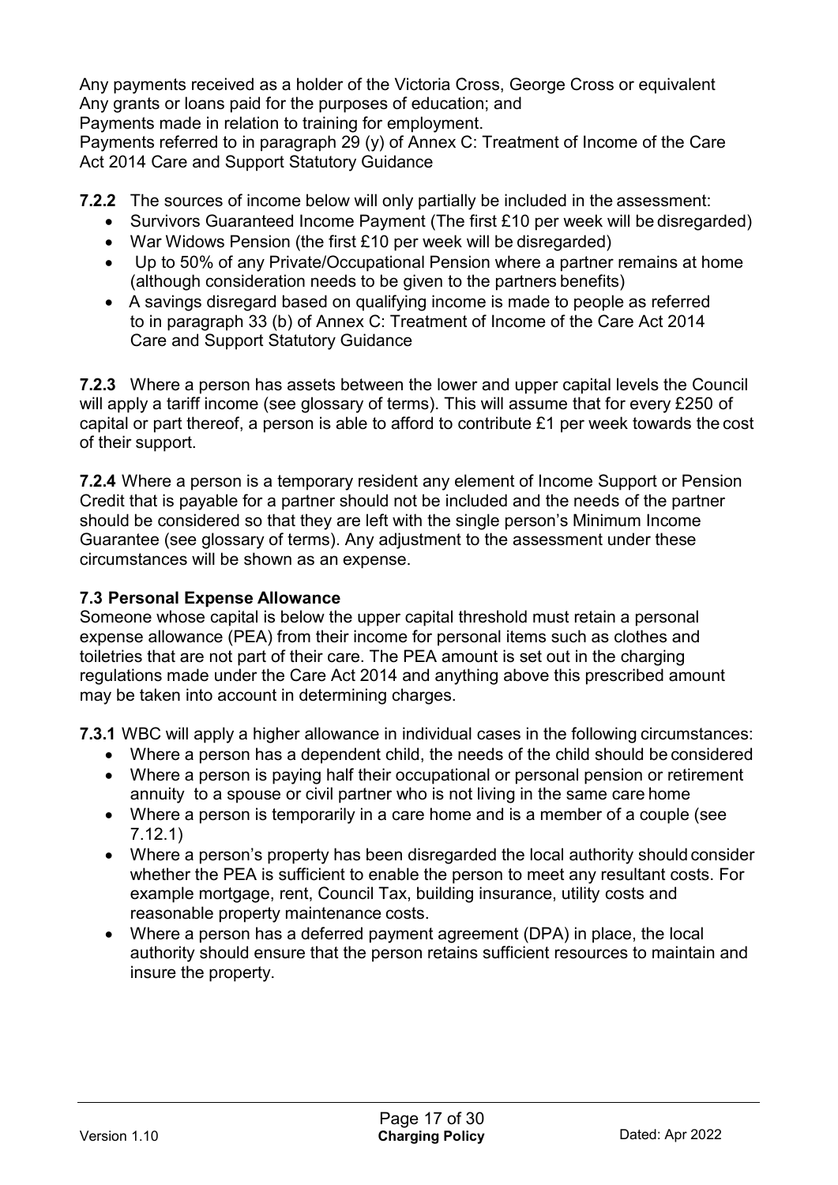Any payments received as a holder of the Victoria Cross, George Cross or equivalent
Any grants or loans paid for the purposes of education; and
Payments made in relation to training for employment.
Payments referred to in paragraph 29 (y) of Annex C: Treatment of Income of the Care Act 2014 Care and Support Statutory Guidance

**7.2.2** The sources of income below will only partially be included in the assessment:

- Survivors Guaranteed Income Payment (The first £10 per week will be disregarded)
- War Widows Pension (the first £10 per week will be disregarded)
- Up to 50% of any Private/Occupational Pension where a partner remains at home (although consideration needs to be given to the partners benefits)
- A savings disregard based on qualifying income is made to people as referred to in paragraph 33 (b) of Annex C: Treatment of Income of the Care Act 2014 Care and Support Statutory Guidance

**7.2.3** Where a person has assets between the lower and upper capital levels the Council will apply a tariff income (see glossary of terms). This will assume that for every £250 of capital or part thereof, a person is able to afford to contribute £1 per week towards the cost of their support.

**7.2.4** Where a person is a temporary resident any element of Income Support or Pension Credit that is payable for a partner should not be included and the needs of the partner should be considered so that they are left with the single person's Minimum Income Guarantee (see glossary of terms). Any adjustment to the assessment under these circumstances will be shown as an expense.

### 7.3 Personal Expense Allowance

Someone whose capital is below the upper capital threshold must retain a personal expense allowance (PEA) from their income for personal items such as clothes and toiletries that are not part of their care. The PEA amount is set out in the charging regulations made under the Care Act 2014 and anything above this prescribed amount may be taken into account in determining charges.

**7.3.1** WBC will apply a higher allowance in individual cases in the following circumstances:

- Where a person has a dependent child, the needs of the child should be considered
- Where a person is paying half their occupational or personal pension or retirement annuity to a spouse or civil partner who is not living in the same care home
- Where a person is temporarily in a care home and is a member of a couple (see 7.12.1)
- Where a person's property has been disregarded the local authority should consider whether the PEA is sufficient to enable the person to meet any resultant costs. For example mortgage, rent, Council Tax, building insurance, utility costs and reasonable property maintenance costs.
- Where a person has a deferred payment agreement (DPA) in place, the local authority should ensure that the person retains sufficient resources to maintain and insure the property.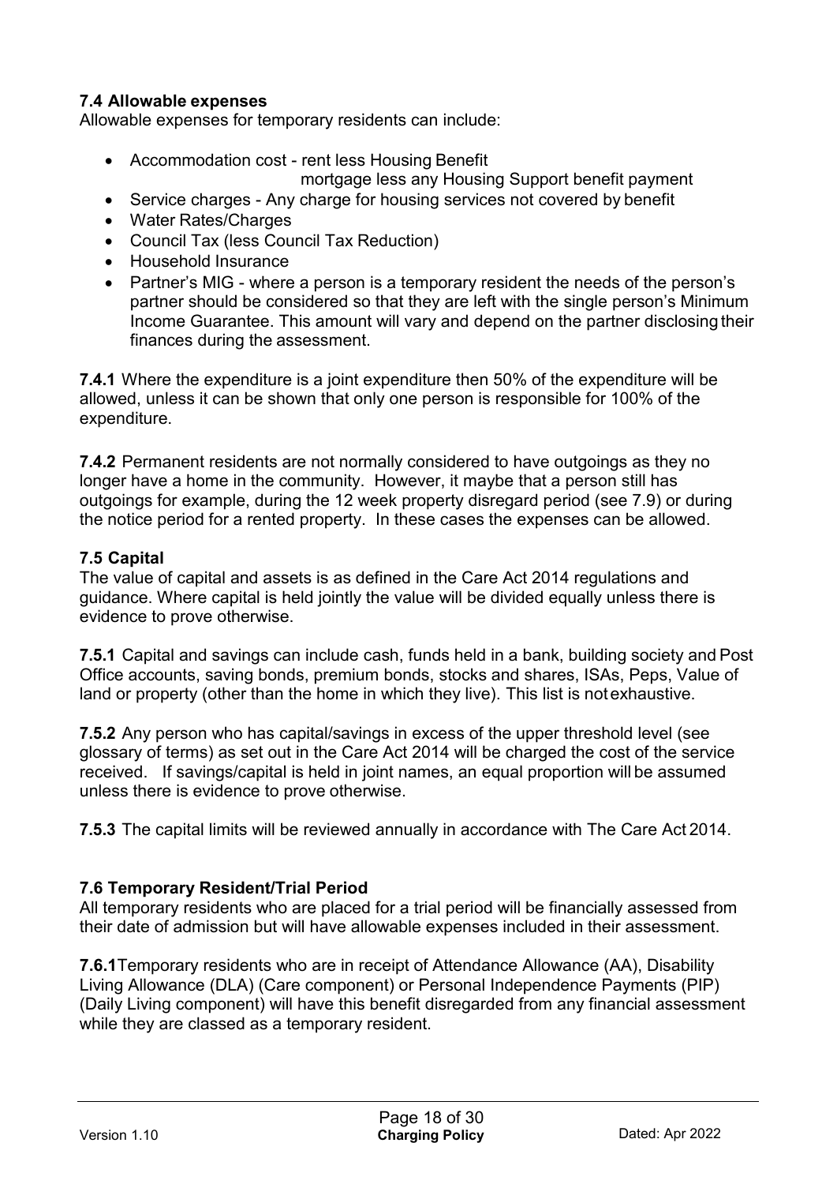### 7.4 Allowable expenses

Allowable expenses for temporary residents can include:

- Accommodation cost - rent less Housing Benefit
  mortgage less any Housing Support benefit payment
- Service charges - Any charge for housing services not covered by benefit
- Water Rates/Charges
- Council Tax (less Council Tax Reduction)
- Household Insurance
- Partner's MIG - where a person is a temporary resident the needs of the person's partner should be considered so that they are left with the single person's Minimum Income Guarantee. This amount will vary and depend on the partner disclosing their finances during the assessment.

**7.4.1** Where the expenditure is a joint expenditure then 50% of the expenditure will be allowed, unless it can be shown that only one person is responsible for 100% of the expenditure.

**7.4.2** Permanent residents are not normally considered to have outgoings as they no longer have a home in the community. However, it maybe that a person still has outgoings for example, during the 12 week property disregard period (see 7.9) or during the notice period for a rented property. In these cases the expenses can be allowed.

### 7.5 Capital

The value of capital and assets is as defined in the Care Act 2014 regulations and guidance. Where capital is held jointly the value will be divided equally unless there is evidence to prove otherwise.

**7.5.1** Capital and savings can include cash, funds held in a bank, building society and Post Office accounts, saving bonds, premium bonds, stocks and shares, ISAs, Peps, Value of land or property (other than the home in which they live). This list is not exhaustive.

**7.5.2** Any person who has capital/savings in excess of the upper threshold level (see glossary of terms) as set out in the Care Act 2014 will be charged the cost of the service received. If savings/capital is held in joint names, an equal proportion will be assumed unless there is evidence to prove otherwise.

**7.5.3** The capital limits will be reviewed annually in accordance with The Care Act 2014.

### 7.6 Temporary Resident/Trial Period

All temporary residents who are placed for a trial period will be financially assessed from their date of admission but will have allowable expenses included in their assessment.

**7.6.1** Temporary residents who are in receipt of Attendance Allowance (AA), Disability Living Allowance (DLA) (Care component) or Personal Independence Payments (PIP) (Daily Living component) will have this benefit disregarded from any financial assessment while they are classed as a temporary resident.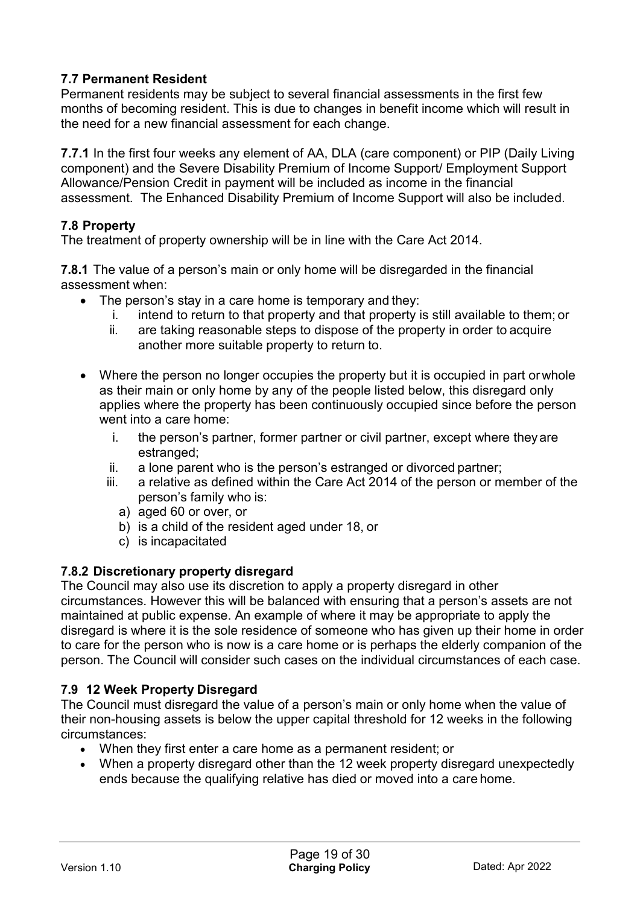### 7.7 Permanent Resident

Permanent residents may be subject to several financial assessments in the first few months of becoming resident. This is due to changes in benefit income which will result in the need for a new financial assessment for each change.

**7.7.1** In the first four weeks any element of AA, DLA (care component) or PIP (Daily Living component) and the Severe Disability Premium of Income Support/ Employment Support Allowance/Pension Credit in payment will be included as income in the financial assessment. The Enhanced Disability Premium of Income Support will also be included.

### 7.8 Property

The treatment of property ownership will be in line with the Care Act 2014.

**7.8.1** The value of a person's main or only home will be disregarded in the financial assessment when:

- The person's stay in a care home is temporary and they:
  1. intend to return to that property and that property is still available to them; or
  2. are taking reasonable steps to dispose of the property in order to acquire another more suitable property to return to.

- Where the person no longer occupies the property but it is occupied in part or whole as their main or only home by any of the people listed below, this disregard only applies where the property has been continuously occupied since before the person went into a care home:
  1. the person's partner, former partner or civil partner, except where they are estranged;
  2. a lone parent who is the person's estranged or divorced partner;
  3. a relative as defined within the Care Act 2014 of the person or member of the person's family who is:
     a) aged 60 or over, or
     b) is a child of the resident aged under 18, or
     c) is incapacitated

### 7.8.2 Discretionary property disregard

The Council may also use its discretion to apply a property disregard in other circumstances. However this will be balanced with ensuring that a person's assets are not maintained at public expense. An example of where it may be appropriate to apply the disregard is where it is the sole residence of someone who has given up their home in order to care for the person who is now is a care home or is perhaps the elderly companion of the person. The Council will consider such cases on the individual circumstances of each case.

### 7.9 12 Week Property Disregard

The Council must disregard the value of a person's main or only home when the value of their non-housing assets is below the upper capital threshold for 12 weeks in the following circumstances:

- When they first enter a care home as a permanent resident; or
- When a property disregard other than the 12 week property disregard unexpectedly ends because the qualifying relative has died or moved into a care home.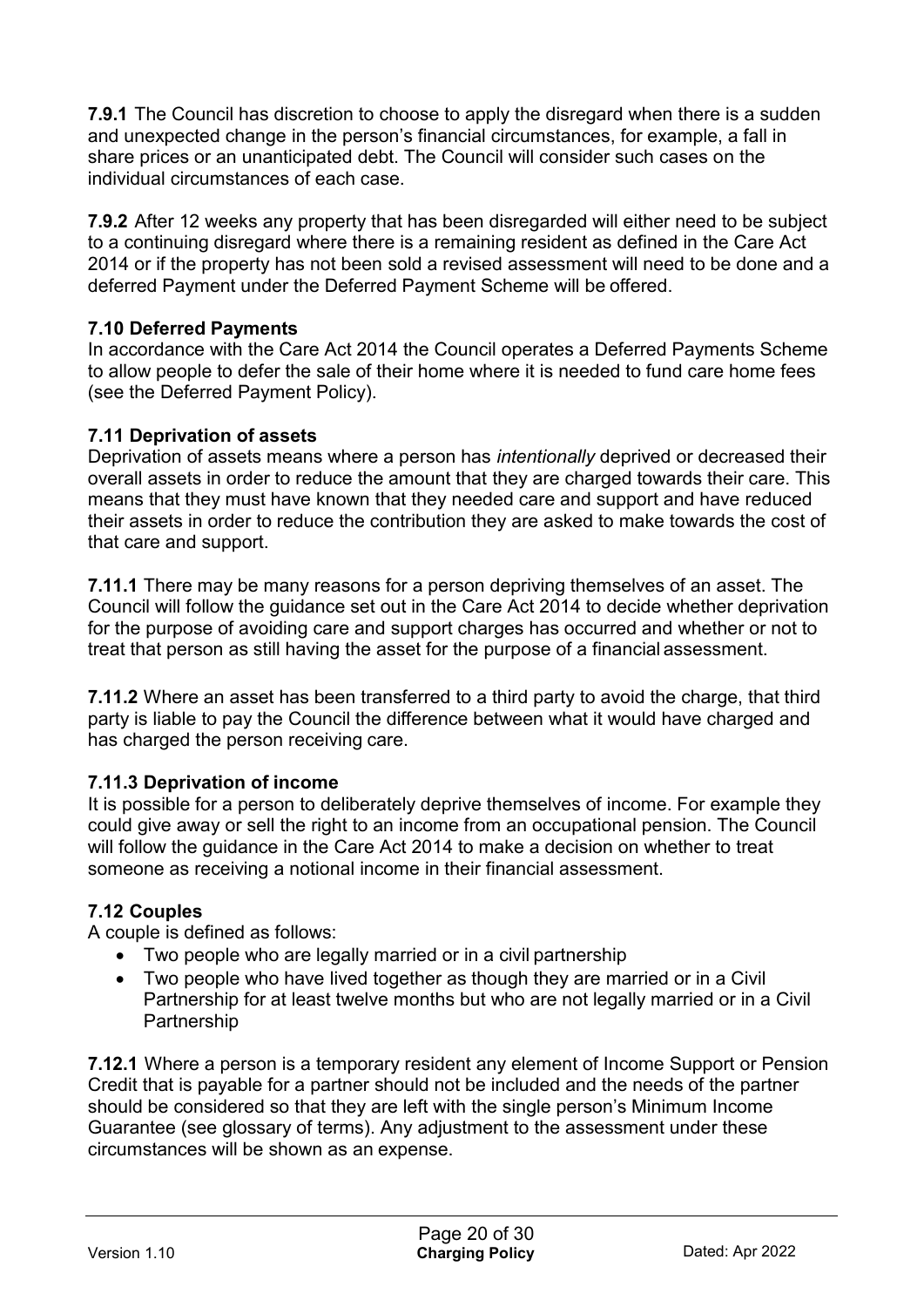**7.9.1** The Council has discretion to choose to apply the disregard when there is a sudden and unexpected change in the person's financial circumstances, for example, a fall in share prices or an unanticipated debt. The Council will consider such cases on the individual circumstances of each case.

**7.9.2** After 12 weeks any property that has been disregarded will either need to be subject to a continuing disregard where there is a remaining resident as defined in the Care Act 2014 or if the property has not been sold a revised assessment will need to be done and a deferred Payment under the Deferred Payment Scheme will be offered.

### 7.10 Deferred Payments

In accordance with the Care Act 2014 the Council operates a Deferred Payments Scheme to allow people to defer the sale of their home where it is needed to fund care home fees (see the Deferred Payment Policy).

### 7.11 Deprivation of assets

Deprivation of assets means where a person has *intentionally* deprived or decreased their overall assets in order to reduce the amount that they are charged towards their care. This means that they must have known that they needed care and support and have reduced their assets in order to reduce the contribution they are asked to make towards the cost of that care and support.

**7.11.1** There may be many reasons for a person depriving themselves of an asset. The Council will follow the guidance set out in the Care Act 2014 to decide whether deprivation for the purpose of avoiding care and support charges has occurred and whether or not to treat that person as still having the asset for the purpose of a financial assessment.

**7.11.2** Where an asset has been transferred to a third party to avoid the charge, that third party is liable to pay the Council the difference between what it would have charged and has charged the person receiving care.

#### 7.11.3 Deprivation of income

It is possible for a person to deliberately deprive themselves of income. For example they could give away or sell the right to an income from an occupational pension. The Council will follow the guidance in the Care Act 2014 to make a decision on whether to treat someone as receiving a notional income in their financial assessment.

### 7.12 Couples

A couple is defined as follows:

- Two people who are legally married or in a civil partnership
- Two people who have lived together as though they are married or in a Civil Partnership for at least twelve months but who are not legally married or in a Civil Partnership

**7.12.1** Where a person is a temporary resident any element of Income Support or Pension Credit that is payable for a partner should not be included and the needs of the partner should be considered so that they are left with the single person's Minimum Income Guarantee (see glossary of terms). Any adjustment to the assessment under these circumstances will be shown as an expense.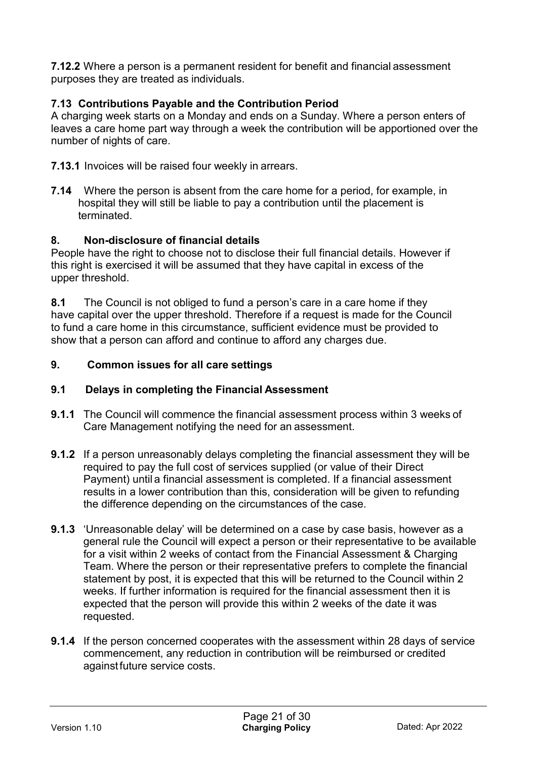**7.12.2** Where a person is a permanent resident for benefit and financial assessment purposes they are treated as individuals.

### 7.13 Contributions Payable and the Contribution Period

A charging week starts on a Monday and ends on a Sunday. Where a person enters of leaves a care home part way through a week the contribution will be apportioned over the number of nights of care.

**7.13.1** Invoices will be raised four weekly in arrears.

**7.14** Where the person is absent from the care home for a period, for example, in hospital they will still be liable to pay a contribution until the placement is terminated.

## 8. Non-disclosure of financial details

People have the right to choose not to disclose their full financial details. However if this right is exercised it will be assumed that they have capital in excess of the upper threshold.

**8.1** The Council is not obliged to fund a person's care in a care home if they have capital over the upper threshold. Therefore if a request is made for the Council to fund a care home in this circumstance, sufficient evidence must be provided to show that a person can afford and continue to afford any charges due.

## 9. Common issues for all care settings

### 9.1 Delays in completing the Financial Assessment

**9.1.1** The Council will commence the financial assessment process within 3 weeks of Care Management notifying the need for an assessment.

**9.1.2** If a person unreasonably delays completing the financial assessment they will be required to pay the full cost of services supplied (or value of their Direct Payment) until a financial assessment is completed. If a financial assessment results in a lower contribution than this, consideration will be given to refunding the difference depending on the circumstances of the case.

**9.1.3** 'Unreasonable delay' will be determined on a case by case basis, however as a general rule the Council will expect a person or their representative to be available for a visit within 2 weeks of contact from the Financial Assessment & Charging Team. Where the person or their representative prefers to complete the financial statement by post, it is expected that this will be returned to the Council within 2 weeks. If further information is required for the financial assessment then it is expected that the person will provide this within 2 weeks of the date it was requested.

**9.1.4** If the person concerned cooperates with the assessment within 28 days of service commencement, any reduction in contribution will be reimbursed or credited against future service costs.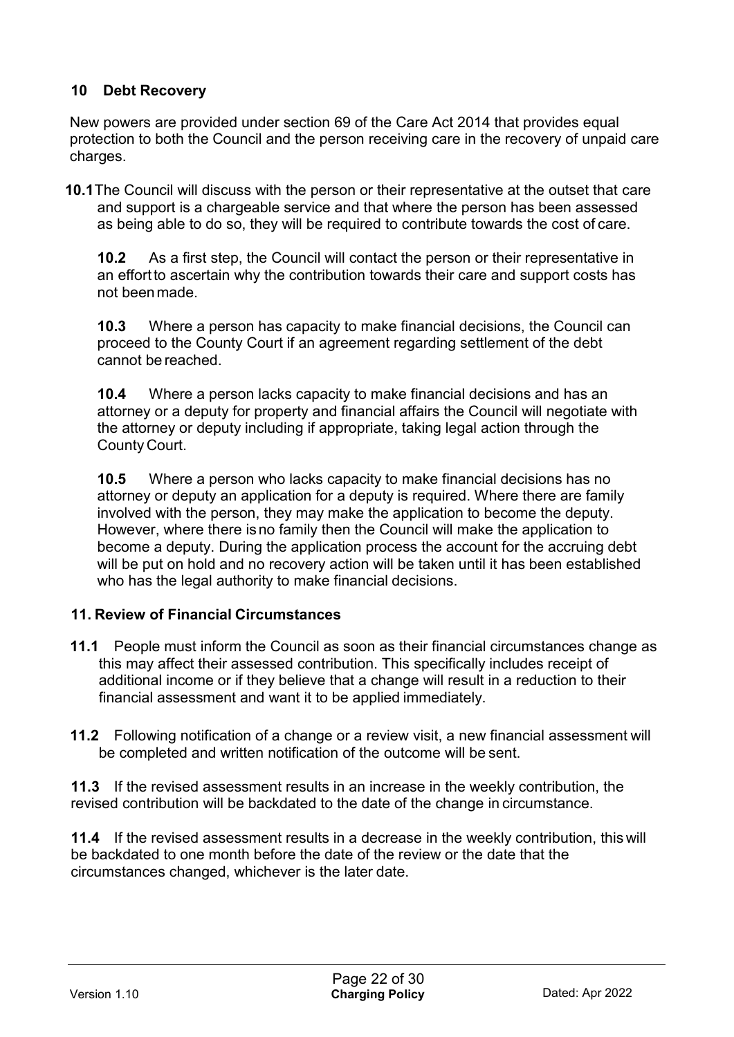## 10 Debt Recovery

New powers are provided under section 69 of the Care Act 2014 that provides equal protection to both the Council and the person receiving care in the recovery of unpaid care charges.

**10.1** The Council will discuss with the person or their representative at the outset that care and support is a chargeable service and that where the person has been assessed as being able to do so, they will be required to contribute towards the cost of care.

**10.2** As a first step, the Council will contact the person or their representative in an effort to ascertain why the contribution towards their care and support costs has not been made.

**10.3** Where a person has capacity to make financial decisions, the Council can proceed to the County Court if an agreement regarding settlement of the debt cannot be reached.

**10.4** Where a person lacks capacity to make financial decisions and has an attorney or a deputy for property and financial affairs the Council will negotiate with the attorney or deputy including if appropriate, taking legal action through the County Court.

**10.5** Where a person who lacks capacity to make financial decisions has no attorney or deputy an application for a deputy is required. Where there are family involved with the person, they may make the application to become the deputy. However, where there is no family then the Council will make the application to become a deputy. During the application process the account for the accruing debt will be put on hold and no recovery action will be taken until it has been established who has the legal authority to make financial decisions.

## 11. Review of Financial Circumstances

**11.1** People must inform the Council as soon as their financial circumstances change as this may affect their assessed contribution. This specifically includes receipt of additional income or if they believe that a change will result in a reduction to their financial assessment and want it to be applied immediately.

**11.2** Following notification of a change or a review visit, a new financial assessment will be completed and written notification of the outcome will be sent.

**11.3** If the revised assessment results in an increase in the weekly contribution, the revised contribution will be backdated to the date of the change in circumstance.

**11.4** If the revised assessment results in a decrease in the weekly contribution, this will be backdated to one month before the date of the review or the date that the circumstances changed, whichever is the later date.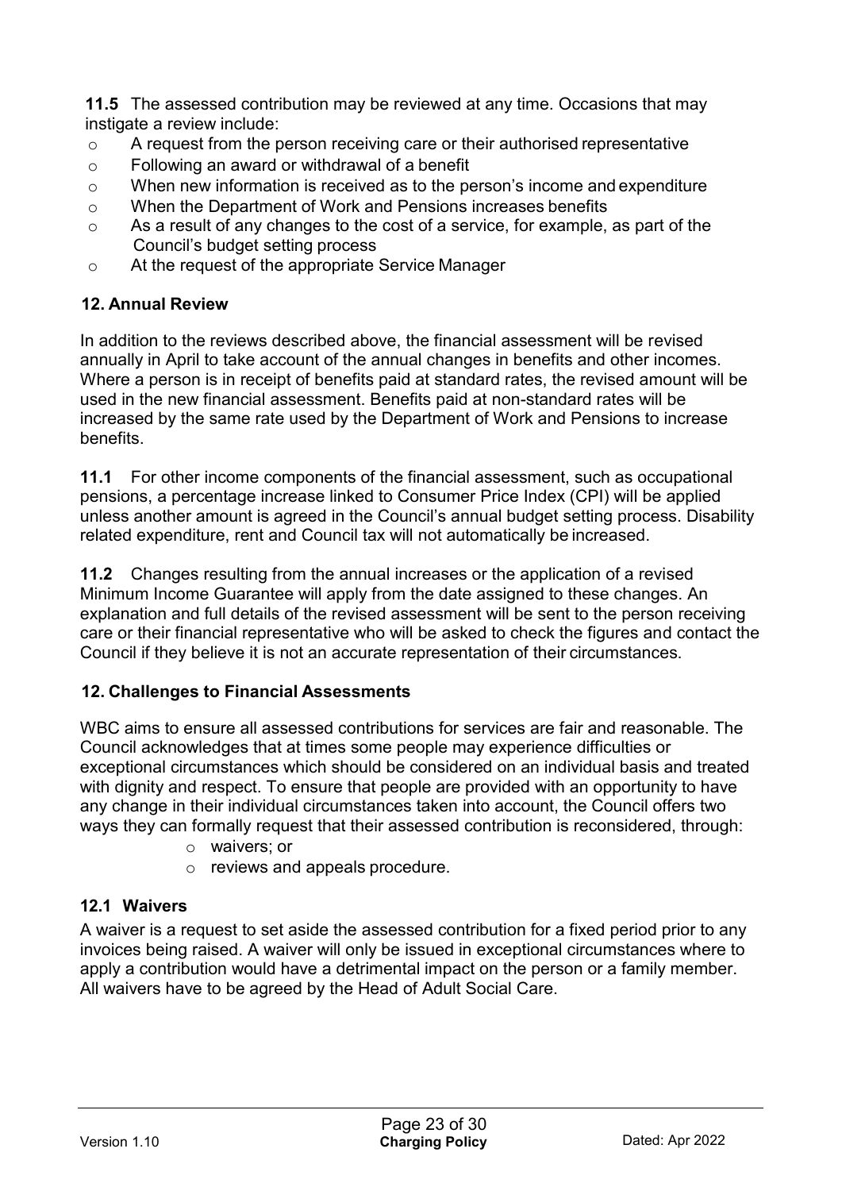**11.5** The assessed contribution may be reviewed at any time. Occasions that may instigate a review include:

- A request from the person receiving care or their authorised representative
- Following an award or withdrawal of a benefit
- When new information is received as to the person's income and expenditure
- When the Department of Work and Pensions increases benefits
- As a result of any changes to the cost of a service, for example, as part of the Council's budget setting process
- At the request of the appropriate Service Manager

## 12. Annual Review

In addition to the reviews described above, the financial assessment will be revised annually in April to take account of the annual changes in benefits and other incomes. Where a person is in receipt of benefits paid at standard rates, the revised amount will be used in the new financial assessment. Benefits paid at non-standard rates will be increased by the same rate used by the Department of Work and Pensions to increase benefits.

**11.1** For other income components of the financial assessment, such as occupational pensions, a percentage increase linked to Consumer Price Index (CPI) will be applied unless another amount is agreed in the Council's annual budget setting process. Disability related expenditure, rent and Council tax will not automatically be increased.

**11.2** Changes resulting from the annual increases or the application of a revised Minimum Income Guarantee will apply from the date assigned to these changes. An explanation and full details of the revised assessment will be sent to the person receiving care or their financial representative who will be asked to check the figures and contact the Council if they believe it is not an accurate representation of their circumstances.

## 12. Challenges to Financial Assessments

WBC aims to ensure all assessed contributions for services are fair and reasonable. The Council acknowledges that at times some people may experience difficulties or exceptional circumstances which should be considered on an individual basis and treated with dignity and respect. To ensure that people are provided with an opportunity to have any change in their individual circumstances taken into account, the Council offers two ways they can formally request that their assessed contribution is reconsidered, through:

- waivers; or
- reviews and appeals procedure.

### 12.1 Waivers

A waiver is a request to set aside the assessed contribution for a fixed period prior to any invoices being raised. A waiver will only be issued in exceptional circumstances where to apply a contribution would have a detrimental impact on the person or a family member. All waivers have to be agreed by the Head of Adult Social Care.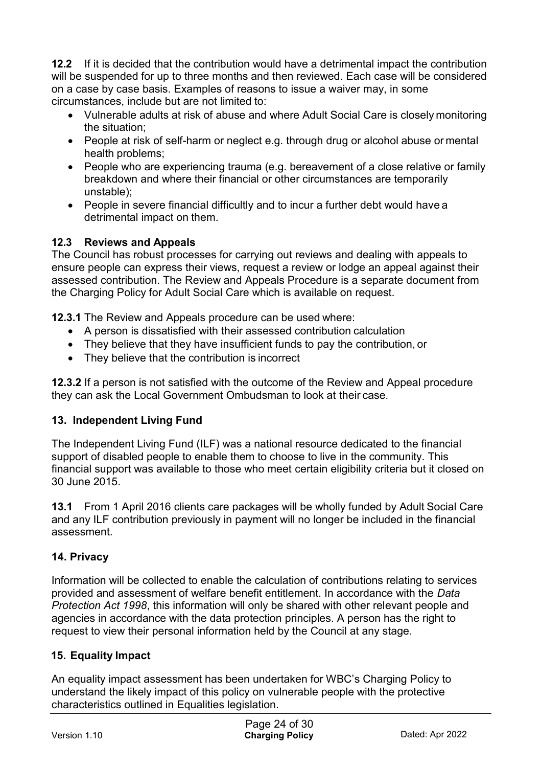**12.2** If it is decided that the contribution would have a detrimental impact the contribution will be suspended for up to three months and then reviewed. Each case will be considered on a case by case basis. Examples of reasons to issue a waiver may, in some circumstances, include but are not limited to:

- Vulnerable adults at risk of abuse and where Adult Social Care is closely monitoring the situation;
- People at risk of self-harm or neglect e.g. through drug or alcohol abuse or mental health problems;
- People who are experiencing trauma (e.g. bereavement of a close relative or family breakdown and where their financial or other circumstances are temporarily unstable);
- People in severe financial difficultly and to incur a further debt would have a detrimental impact on them.

### 12.3 Reviews and Appeals

The Council has robust processes for carrying out reviews and dealing with appeals to ensure people can express their views, request a review or lodge an appeal against their assessed contribution. The Review and Appeals Procedure is a separate document from the Charging Policy for Adult Social Care which is available on request.

**12.3.1** The Review and Appeals procedure can be used where:

- A person is dissatisfied with their assessed contribution calculation
- They believe that they have insufficient funds to pay the contribution, or
- They believe that the contribution is incorrect

**12.3.2** If a person is not satisfied with the outcome of the Review and Appeal procedure they can ask the Local Government Ombudsman to look at their case.

## 13. Independent Living Fund

The Independent Living Fund (ILF) was a national resource dedicated to the financial support of disabled people to enable them to choose to live in the community. This financial support was available to those who meet certain eligibility criteria but it closed on 30 June 2015.

**13.1** From 1 April 2016 clients care packages will be wholly funded by Adult Social Care and any ILF contribution previously in payment will no longer be included in the financial assessment.

## 14. Privacy

Information will be collected to enable the calculation of contributions relating to services provided and assessment of welfare benefit entitlement. In accordance with the *Data Protection Act 1998*, this information will only be shared with other relevant people and agencies in accordance with the data protection principles. A person has the right to request to view their personal information held by the Council at any stage.

## 15. Equality Impact

An equality impact assessment has been undertaken for WBC's Charging Policy to understand the likely impact of this policy on vulnerable people with the protective characteristics outlined in Equalities legislation.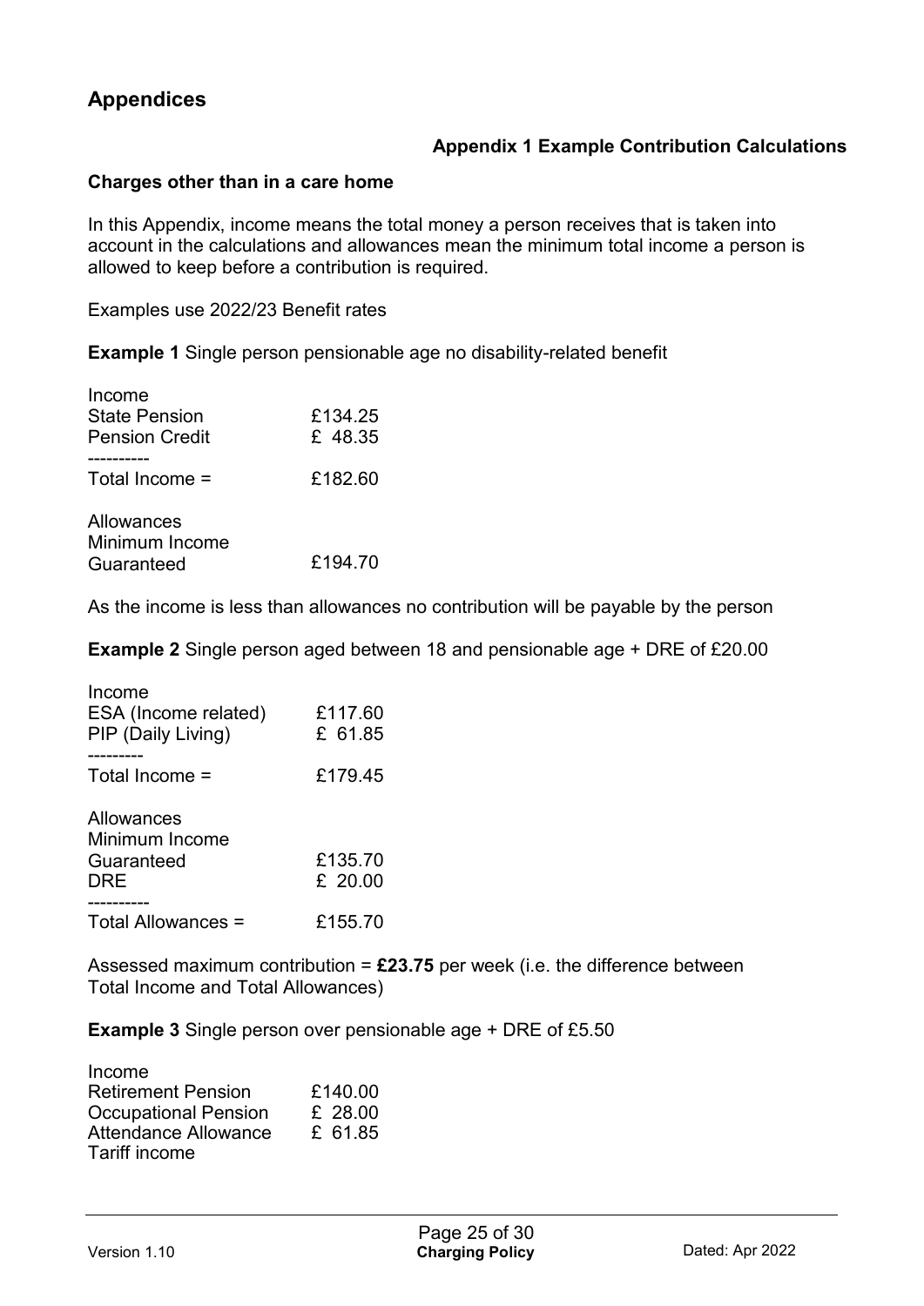## Appendices

### Appendix 1 Example Contribution Calculations

**Charges other than in a care home**

In this Appendix, income means the total money a person receives that is taken into account in the calculations and allowances mean the minimum total income a person is allowed to keep before a contribution is required.

Examples use 2022/23 Benefit rates

**Example 1** Single person pensionable age no disability-related benefit

Income

| | |
|---|---|
| State Pension | £134.25 |
| Pension Credit | £ 48.35 |
| ---------- | |
| Total Income = | £182.60 |

Allowances

| | |
|---|---|
| Minimum Income Guaranteed | £194.70 |

As the income is less than allowances no contribution will be payable by the person

**Example 2** Single person aged between 18 and pensionable age + DRE of £20.00

Income

| | |
|---|---|
| ESA (Income related) | £117.60 |
| PIP (Daily Living) | £ 61.85 |
| --------- | |
| Total Income = | £179.45 |

Allowances

| | |
|---|---|
| Minimum Income Guaranteed | £135.70 |
| DRE | £ 20.00 |
| ---------- | |
| Total Allowances = | £155.70 |

Assessed maximum contribution = **£23.75** per week (i.e. the difference between Total Income and Total Allowances)

**Example 3** Single person over pensionable age + DRE of £5.50

Income

| | |
|---|---|
| Retirement Pension | £140.00 |
| Occupational Pension | £ 28.00 |
| Attendance Allowance | £ 61.85 |
| Tariff income | |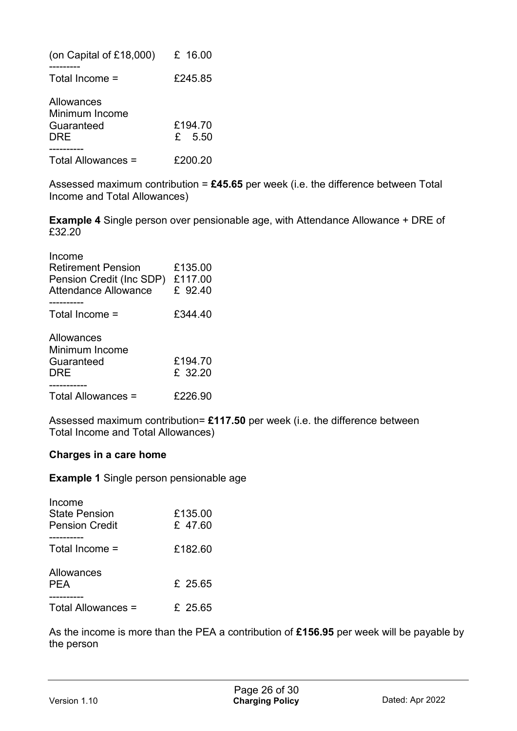| | |
|---|---|
| (on Capital of £18,000) | £ 16.00 |
| --------- | |
| Total Income = | £245.85 |

| | |
|---|---|
| Allowances | |
| Minimum Income Guaranteed | £194.70 |
| DRE | £ 5.50 |
| ---------- | |
| Total Allowances = | £200.20 |

Assessed maximum contribution = **£45.65** per week (i.e. the difference between Total Income and Total Allowances)

**Example 4** Single person over pensionable age, with Attendance Allowance + DRE of £32.20

| | |
|---|---|
| Income | |
| Retirement Pension | £135.00 |
| Pension Credit (Inc SDP) | £117.00 |
| Attendance Allowance | £ 92.40 |
| ---------- | |
| Total Income = | £344.40 |

| | |
|---|---|
| Allowances | |
| Minimum Income Guaranteed | £194.70 |
| DRE | £ 32.20 |
| ----------- | |
| Total Allowances = | £226.90 |

Assessed maximum contribution= **£117.50** per week (i.e. the difference between Total Income and Total Allowances)

**Charges in a care home**

**Example 1** Single person pensionable age

| | |
|---|---|
| Income | |
| State Pension | £135.00 |
| Pension Credit | £ 47.60 |
| ---------- | |
| Total Income = | £182.60 |

| | |
|---|---|
| Allowances | |
| PEA | £ 25.65 |
| ---------- | |
| Total Allowances = | £ 25.65 |

As the income is more than the PEA a contribution of **£156.95** per week will be payable by the person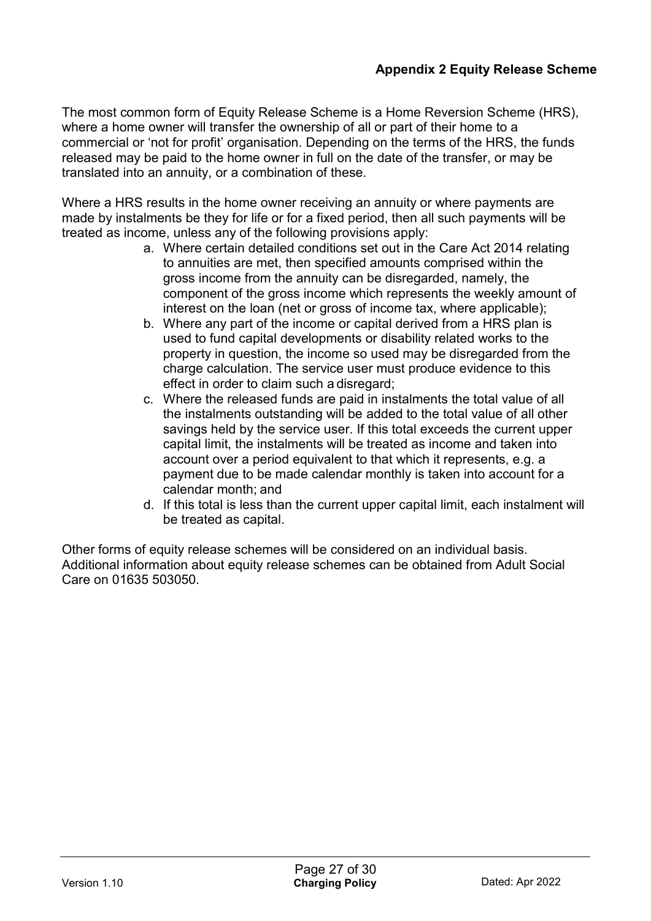## Appendix 2 Equity Release Scheme

The most common form of Equity Release Scheme is a Home Reversion Scheme (HRS), where a home owner will transfer the ownership of all or part of their home to a commercial or 'not for profit' organisation. Depending on the terms of the HRS, the funds released may be paid to the home owner in full on the date of the transfer, or may be translated into an annuity, or a combination of these.

Where a HRS results in the home owner receiving an annuity or where payments are made by instalments be they for life or for a fixed period, then all such payments will be treated as income, unless any of the following provisions apply:

a. Where certain detailed conditions set out in the Care Act 2014 relating to annuities are met, then specified amounts comprised within the gross income from the annuity can be disregarded, namely, the component of the gross income which represents the weekly amount of interest on the loan (net or gross of income tax, where applicable);
b. Where any part of the income or capital derived from a HRS plan is used to fund capital developments or disability related works to the property in question, the income so used may be disregarded from the charge calculation. The service user must produce evidence to this effect in order to claim such a disregard;
c. Where the released funds are paid in instalments the total value of all the instalments outstanding will be added to the total value of all other savings held by the service user. If this total exceeds the current upper capital limit, the instalments will be treated as income and taken into account over a period equivalent to that which it represents, e.g. a payment due to be made calendar monthly is taken into account for a calendar month; and
d. If this total is less than the current upper capital limit, each instalment will be treated as capital.

Other forms of equity release schemes will be considered on an individual basis. Additional information about equity release schemes can be obtained from Adult Social Care on 01635 503050.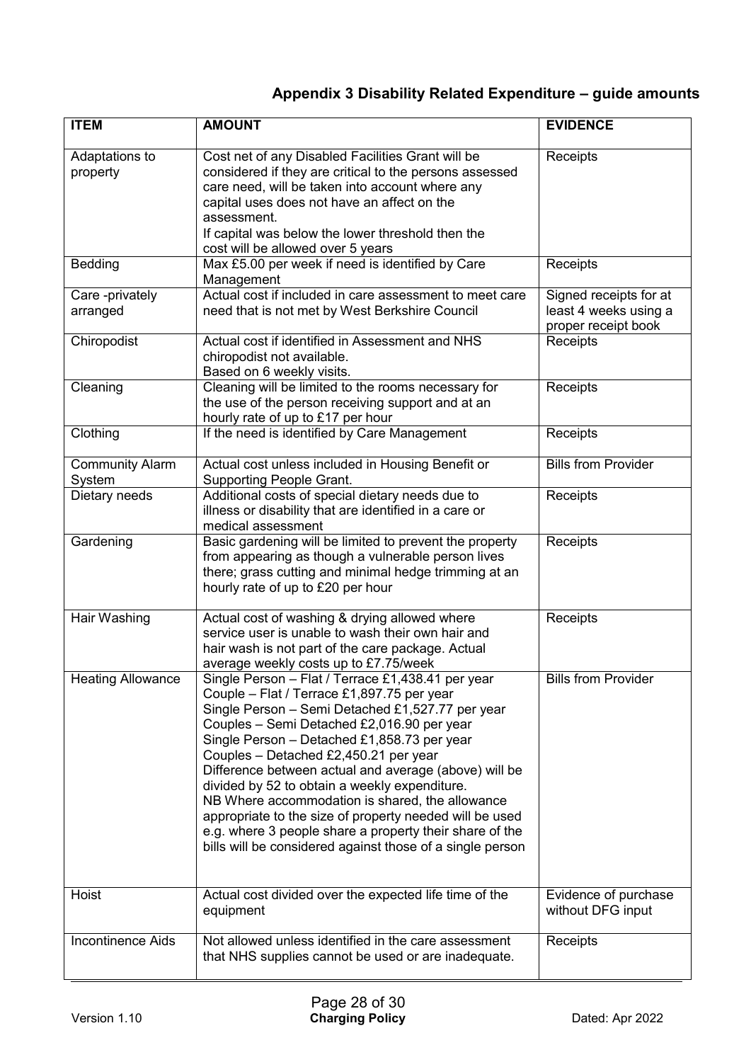## Appendix 3 Disability Related Expenditure – guide amounts

| ITEM | AMOUNT | EVIDENCE |
|---|---|---|
| Adaptations to property | Cost net of any Disabled Facilities Grant will be considered if they are critical to the persons assessed care need, will be taken into account where any capital uses does not have an affect on the assessment.<br>If capital was below the lower threshold then the cost will be allowed over 5 years | Receipts |
| Bedding | Max £5.00 per week if need is identified by Care Management | Receipts |
| Care -privately arranged | Actual cost if included in care assessment to meet care need that is not met by West Berkshire Council | Signed receipts for at least 4 weeks using a proper receipt book |
| Chiropodist | Actual cost if identified in Assessment and NHS chiropodist not available.<br>Based on 6 weekly visits. | Receipts |
| Cleaning | Cleaning will be limited to the rooms necessary for the use of the person receiving support and at an hourly rate of up to £17 per hour | Receipts |
| Clothing | If the need is identified by Care Management | Receipts |
| Community Alarm System | Actual cost unless included in Housing Benefit or Supporting People Grant. | Bills from Provider |
| Dietary needs | Additional costs of special dietary needs due to illness or disability that are identified in a care or medical assessment | Receipts |
| Gardening | Basic gardening will be limited to prevent the property from appearing as though a vulnerable person lives there; grass cutting and minimal hedge trimming at an hourly rate of up to £20 per hour | Receipts |
| Hair Washing | Actual cost of washing & drying allowed where service user is unable to wash their own hair and hair wash is not part of the care package. Actual average weekly costs up to £7.75/week | Receipts |
| Heating Allowance | Single Person – Flat / Terrace £1,438.41 per year<br>Couple – Flat / Terrace £1,897.75 per year<br>Single Person – Semi Detached £1,527.77 per year<br>Couples – Semi Detached £2,016.90 per year<br>Single Person – Detached £1,858.73 per year<br>Couples – Detached £2,450.21 per year<br>Difference between actual and average (above) will be divided by 52 to obtain a weekly expenditure.<br>NB Where accommodation is shared, the allowance appropriate to the size of property needed will be used e.g. where 3 people share a property their share of the bills will be considered against those of a single person | Bills from Provider |
| Hoist | Actual cost divided over the expected life time of the equipment | Evidence of purchase without DFG input |
| Incontinence Aids | Not allowed unless identified in the care assessment that NHS supplies cannot be used or are inadequate. | Receipts |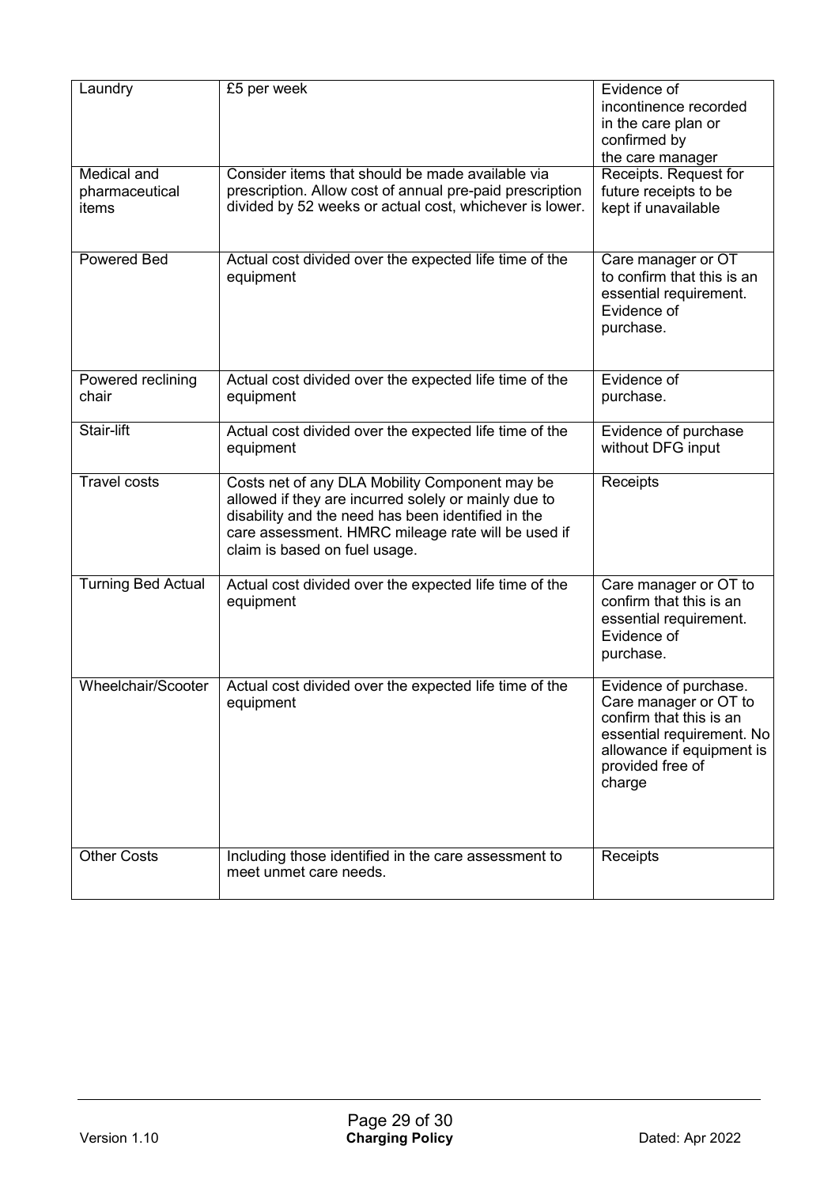| Laundry | £5 per week | Evidence of incontinence recorded in the care plan or confirmed by the care manager |
|---|---|---|
| Medical and pharmaceutical items | Consider items that should be made available via prescription. Allow cost of annual pre-paid prescription divided by 52 weeks or actual cost, whichever is lower. | Receipts. Request for future receipts to be kept if unavailable |
| Powered Bed | Actual cost divided over the expected life time of the equipment | Care manager or OT to confirm that this is an essential requirement. Evidence of purchase. |
| Powered reclining chair | Actual cost divided over the expected life time of the equipment | Evidence of purchase. |
| Stair-lift | Actual cost divided over the expected life time of the equipment | Evidence of purchase without DFG input |
| Travel costs | Costs net of any DLA Mobility Component may be allowed if they are incurred solely or mainly due to disability and the need has been identified in the care assessment. HMRC mileage rate will be used if claim is based on fuel usage. | Receipts |
| Turning Bed Actual | Actual cost divided over the expected life time of the equipment | Care manager or OT to confirm that this is an essential requirement. Evidence of purchase. |
| Wheelchair/Scooter | Actual cost divided over the expected life time of the equipment | Evidence of purchase. Care manager or OT to confirm that this is an essential requirement. No allowance if equipment is provided free of charge |
| Other Costs | Including those identified in the care assessment to meet unmet care needs. | Receipts |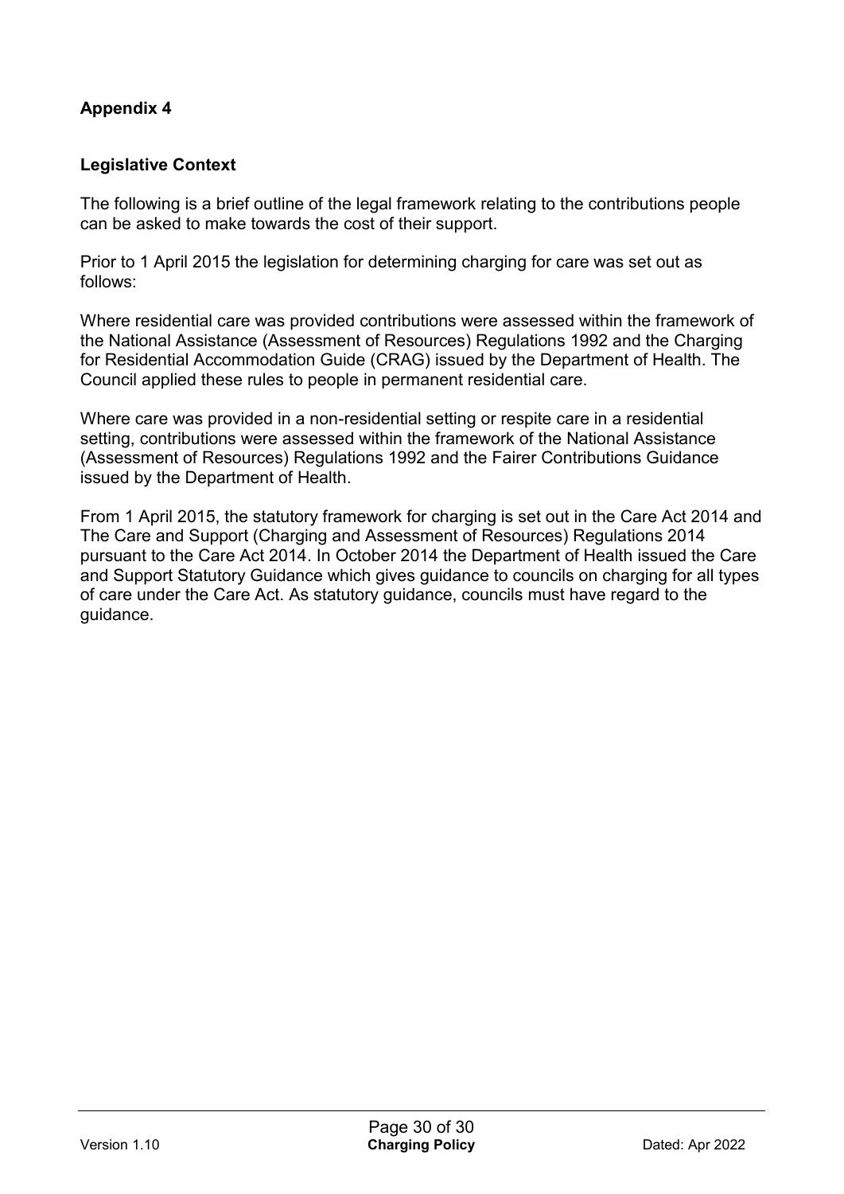**Appendix 4**

**Legislative Context**

The following is a brief outline of the legal framework relating to the contributions people can be asked to make towards the cost of their support.

Prior to 1 April 2015 the legislation for determining charging for care was set out as follows:

Where residential care was provided contributions were assessed within the framework of the National Assistance (Assessment of Resources) Regulations 1992 and the Charging for Residential Accommodation Guide (CRAG) issued by the Department of Health. The Council applied these rules to people in permanent residential care.

Where care was provided in a non-residential setting or respite care in a residential setting, contributions were assessed within the framework of the National Assistance (Assessment of Resources) Regulations 1992 and the Fairer Contributions Guidance issued by the Department of Health.

From 1 April 2015, the statutory framework for charging is set out in the Care Act 2014 and The Care and Support (Charging and Assessment of Resources) Regulations 2014 pursuant to the Care Act 2014. In October 2014 the Department of Health issued the Care and Support Statutory Guidance which gives guidance to councils on charging for all types of care under the Care Act. As statutory guidance, councils must have regard to the guidance.